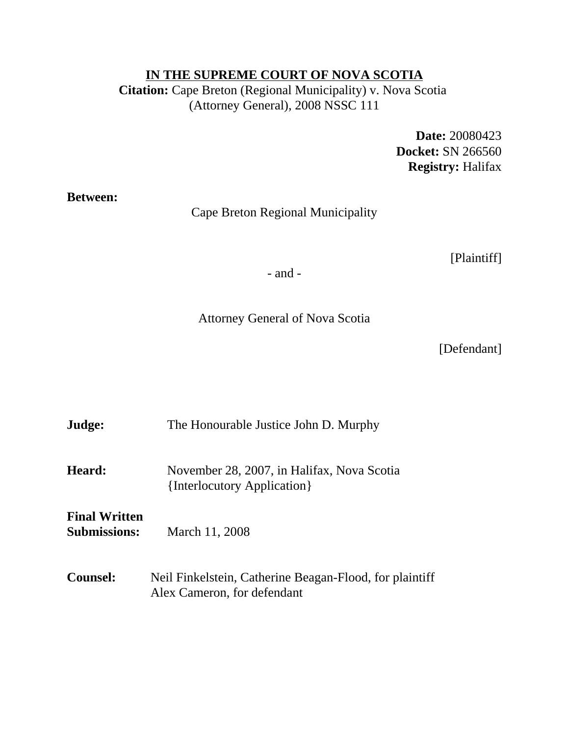# IN THE SUPREME COURT OF NOVA SCOTIA

**Citation:** Cape Breton (Regional Municipality) v. Nova Scotia (Attorney General), 2008 NSSC 111

**Date:** 20080423
**Docket:** SN 266560
**Registry:** Halifax

**Between:**

Cape Breton Regional Municipality

[Plaintiff]

\- and -

Attorney General of Nova Scotia

[Defendant]

**Judge:** The Honourable Justice John D. Murphy

**Heard:** November 28, 2007, in Halifax, Nova Scotia {Interlocutory Application}

**Final Written Submissions:** March 11, 2008

**Counsel:** Neil Finkelstein, Catherine Beagan-Flood, for plaintiff
Alex Cameron, for defendant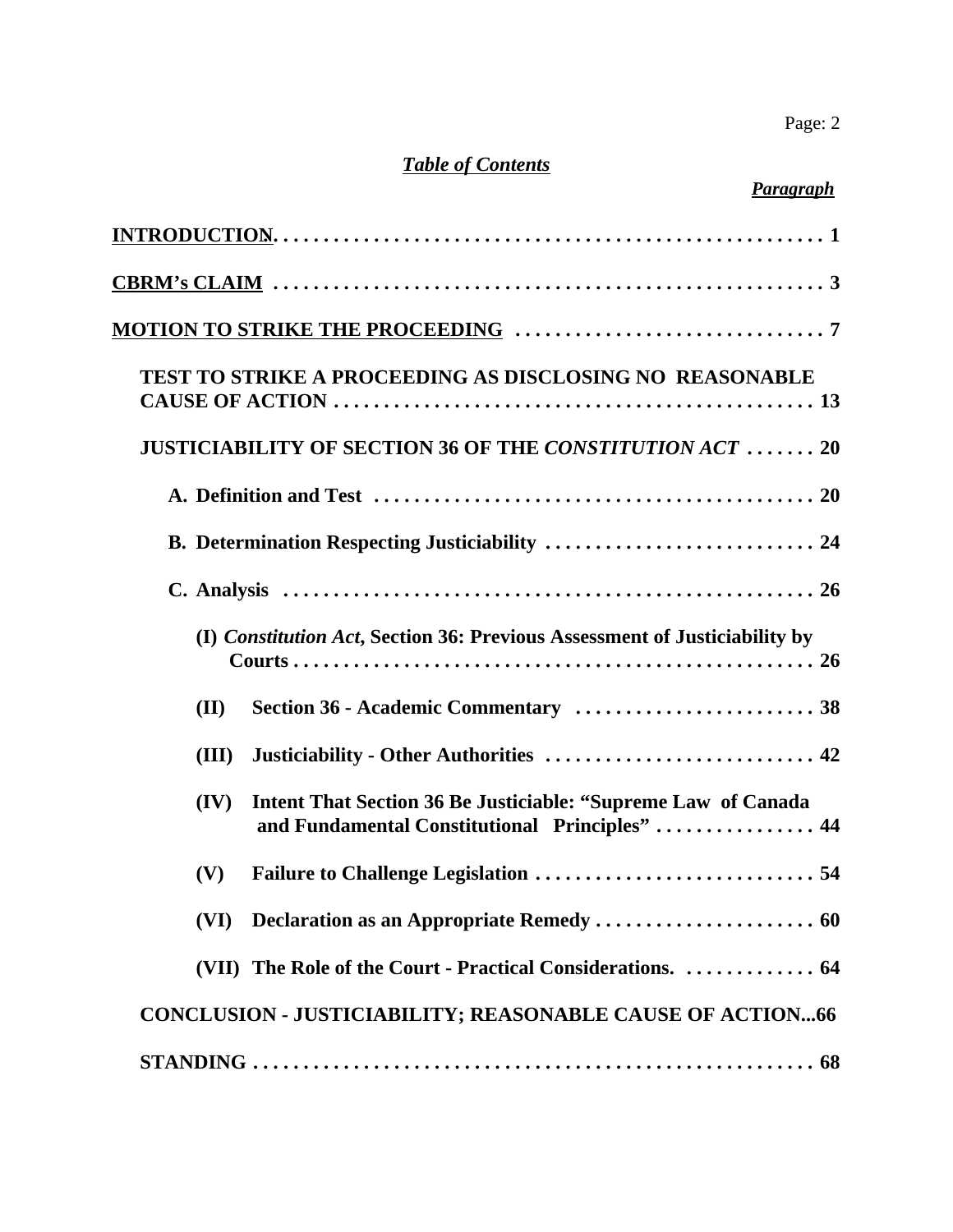***Table of Contents***

***Paragraph***

| | |
|---|---|
| **INTRODUCTION** | **1** |
| **CBRM's CLAIM** | **3** |
| **MOTION TO STRIKE THE PROCEEDING** | **7** |
| **TEST TO STRIKE A PROCEEDING AS DISCLOSING NO REASONABLE CAUSE OF ACTION** | **13** |
| **JUSTICIABILITY OF SECTION 36 OF THE *CONSTITUTION ACT*** | **20** |
| **A. Definition and Test** | **20** |
| **B. Determination Respecting Justiciability** | **24** |
| **C. Analysis** | **26** |
| **(I) *Constitution Act*, Section 36: Previous Assessment of Justiciability by Courts** | **26** |
| **(II) Section 36 - Academic Commentary** | **38** |
| **(III) Justiciability - Other Authorities** | **42** |
| **(IV) Intent That Section 36 Be Justiciable: "Supreme Law of Canada and Fundamental Constitutional Principles"** | **44** |
| **(V) Failure to Challenge Legislation** | **54** |
| **(VI) Declaration as an Appropriate Remedy** | **60** |
| **(VII) The Role of the Court - Practical Considerations.** | **64** |
| **CONCLUSION - JUSTICIABILITY; REASONABLE CAUSE OF ACTION** | **66** |
| **STANDING** | **68** |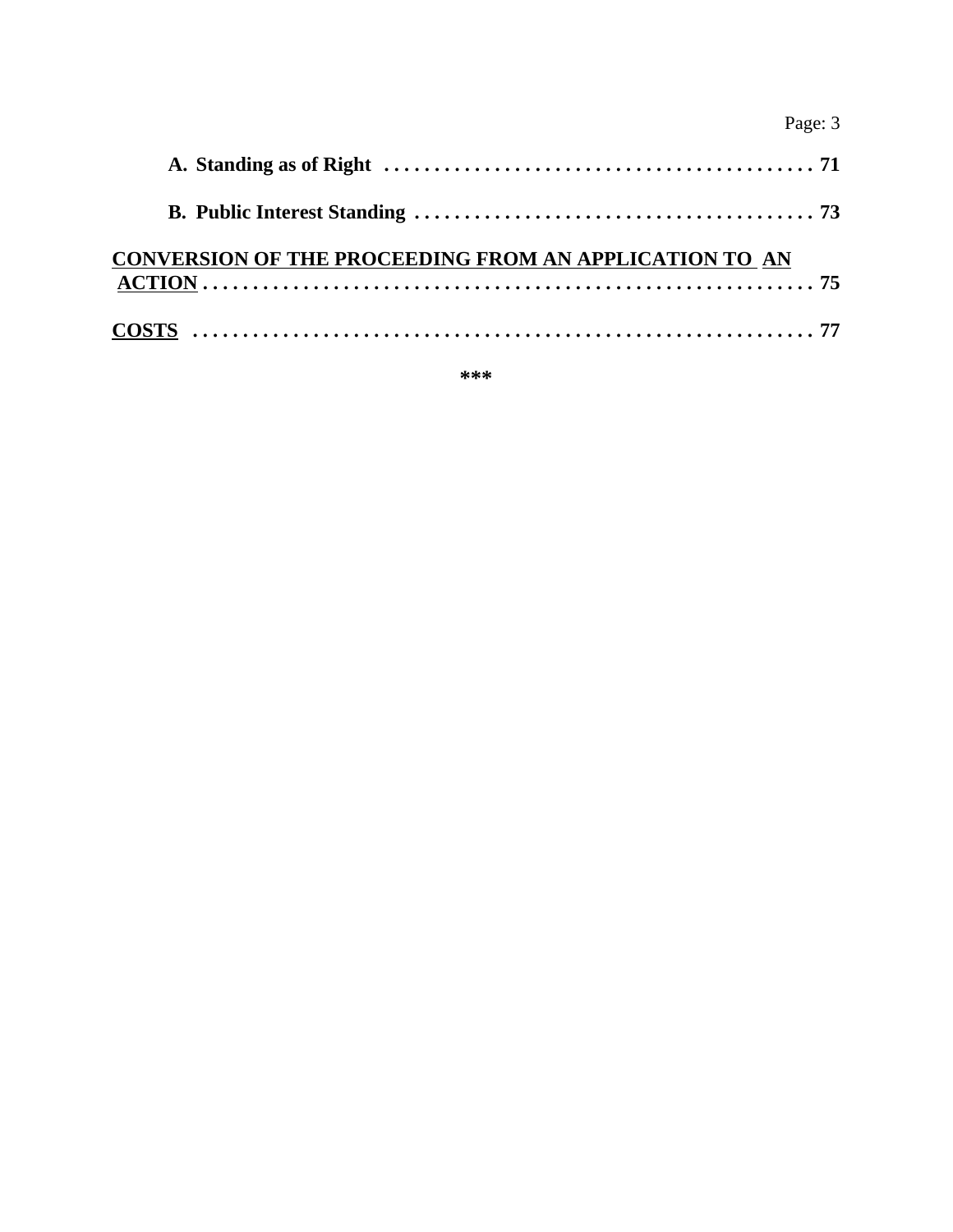**A. Standing as of Right** . . . . . . . . . . . . . . . . . . . . . . . . . . . . . . . . . . . . . . . . . . . 71

**B. Public Interest Standing** . . . . . . . . . . . . . . . . . . . . . . . . . . . . . . . . . . . . . . . . 73

**CONVERSION OF THE PROCEEDING FROM AN APPLICATION TO AN ACTION** . . . . . . . . . . . . . . . . . . . . . . . . . . . . . . . . . . . . . . . . . . . . . . . . . . . . . . . . . . . . 75

**COSTS** . . . . . . . . . . . . . . . . . . . . . . . . . . . . . . . . . . . . . . . . . . . . . . . . . . . . . . . . . . . . . 77

***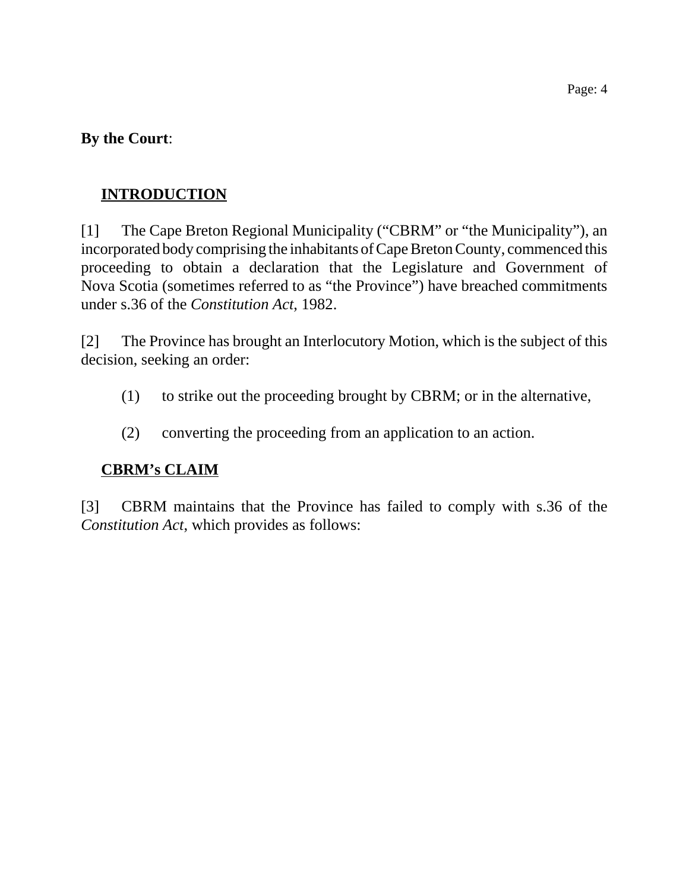**By the Court**:

## INTRODUCTION

[1] The Cape Breton Regional Municipality ("CBRM" or "the Municipality"), an incorporated body comprising the inhabitants of Cape Breton County, commenced this proceeding to obtain a declaration that the Legislature and Government of Nova Scotia (sometimes referred to as "the Province") have breached commitments under s.36 of the *Constitution Act,* 1982.

[2] The Province has brought an Interlocutory Motion, which is the subject of this decision, seeking an order:

(1) to strike out the proceeding brought by CBRM; or in the alternative,

(2) converting the proceeding from an application to an action.

## CBRM's CLAIM

[3] CBRM maintains that the Province has failed to comply with s.36 of the *Constitution Act*, which provides as follows: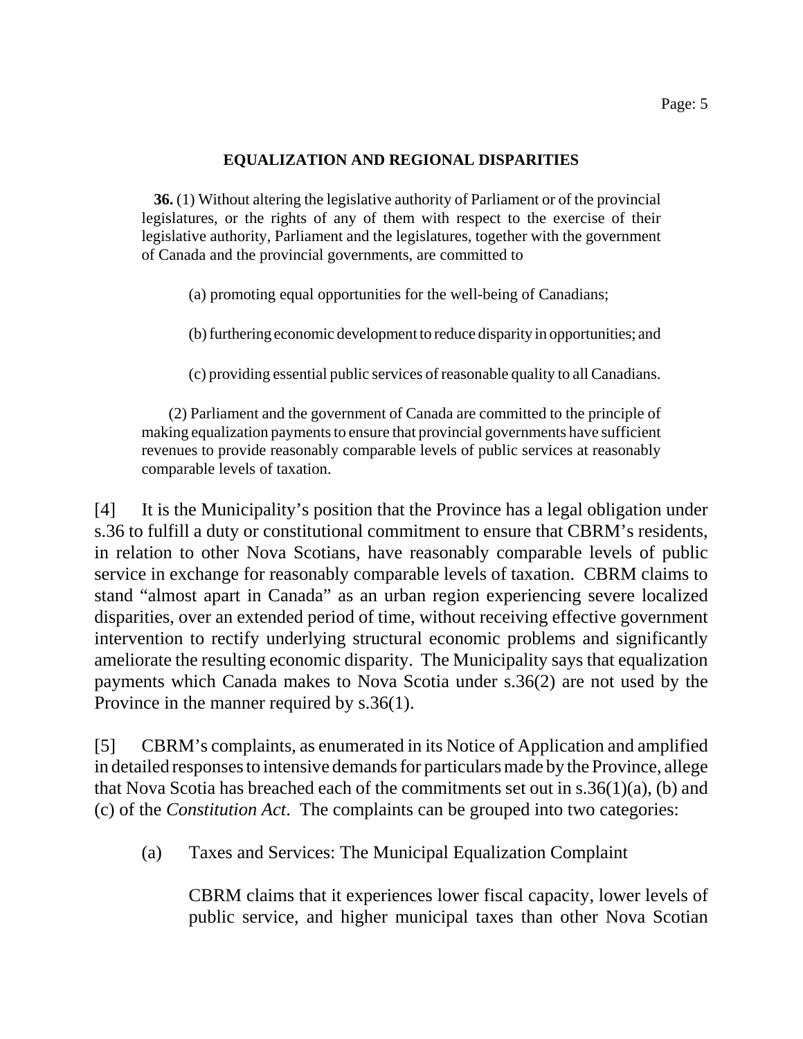**EQUALIZATION AND REGIONAL DISPARITIES**

> **36.** (1) Without altering the legislative authority of Parliament or of the provincial legislatures, or the rights of any of them with respect to the exercise of their legislative authority, Parliament and the legislatures, together with the government of Canada and the provincial governments, are committed to
>
> (a) promoting equal opportunities for the well-being of Canadians;
>
> (b) furthering economic development to reduce disparity in opportunities; and
>
> (c) providing essential public services of reasonable quality to all Canadians.
>
> (2) Parliament and the government of Canada are committed to the principle of making equalization payments to ensure that provincial governments have sufficient revenues to provide reasonably comparable levels of public services at reasonably comparable levels of taxation.

[4] It is the Municipality's position that the Province has a legal obligation under s.36 to fulfill a duty or constitutional commitment to ensure that CBRM's residents, in relation to other Nova Scotians, have reasonably comparable levels of public service in exchange for reasonably comparable levels of taxation. CBRM claims to stand "almost apart in Canada" as an urban region experiencing severe localized disparities, over an extended period of time, without receiving effective government intervention to rectify underlying structural economic problems and significantly ameliorate the resulting economic disparity. The Municipality says that equalization payments which Canada makes to Nova Scotia under s.36(2) are not used by the Province in the manner required by s.36(1).

[5] CBRM's complaints, as enumerated in its Notice of Application and amplified in detailed responses to intensive demands for particulars made by the Province, allege that Nova Scotia has breached each of the commitments set out in s.36(1)(a), (b) and (c) of the *Constitution Act*. The complaints can be grouped into two categories:

(a) Taxes and Services: The Municipal Equalization Complaint

CBRM claims that it experiences lower fiscal capacity, lower levels of public service, and higher municipal taxes than other Nova Scotian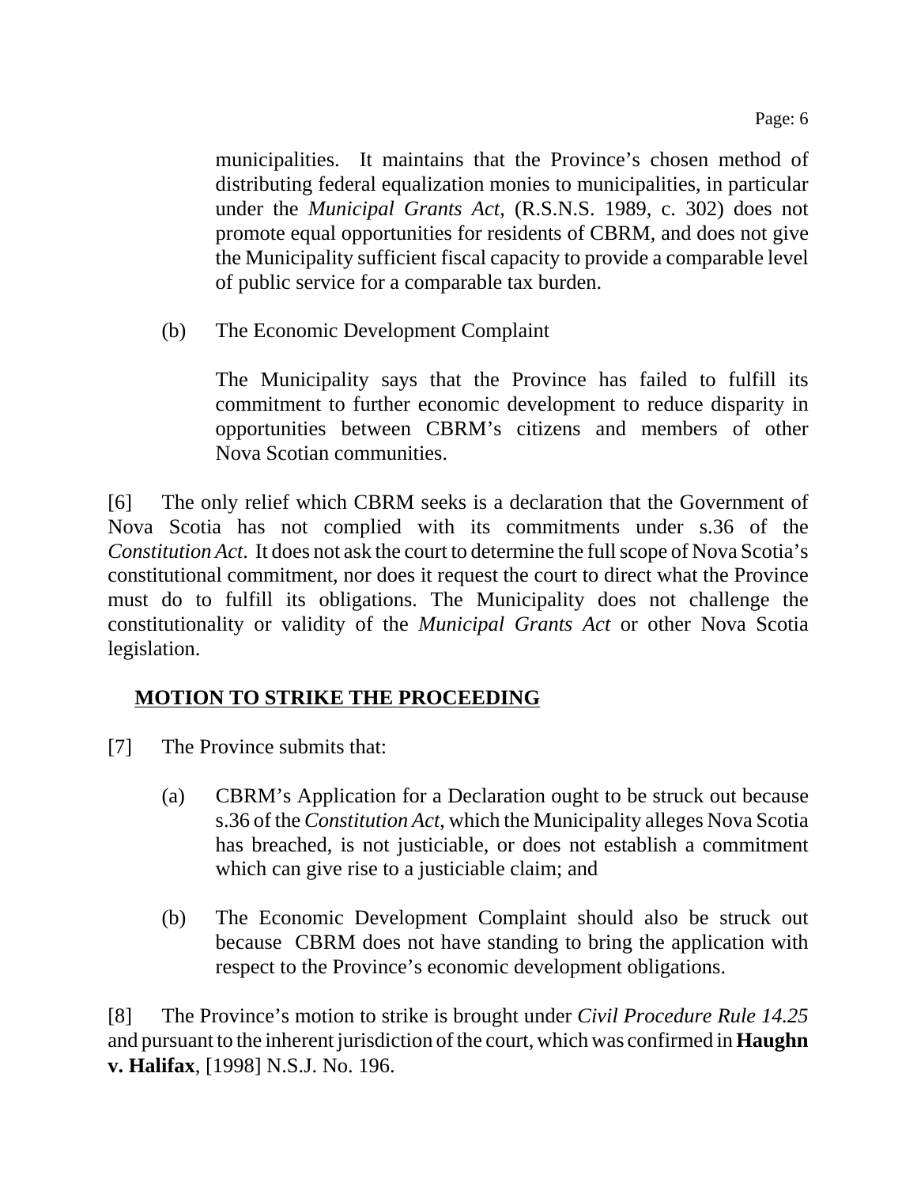municipalities. It maintains that the Province's chosen method of distributing federal equalization monies to municipalities, in particular under the *Municipal Grants Act*, (R.S.N.S. 1989, c. 302) does not promote equal opportunities for residents of CBRM, and does not give the Municipality sufficient fiscal capacity to provide a comparable level of public service for a comparable tax burden.

(b) The Economic Development Complaint

The Municipality says that the Province has failed to fulfill its commitment to further economic development to reduce disparity in opportunities between CBRM's citizens and members of other Nova Scotian communities.

[6] The only relief which CBRM seeks is a declaration that the Government of Nova Scotia has not complied with its commitments under s.36 of the *Constitution Act*. It does not ask the court to determine the full scope of Nova Scotia's constitutional commitment, nor does it request the court to direct what the Province must do to fulfill its obligations. The Municipality does not challenge the constitutionality or validity of the *Municipal Grants Act* or other Nova Scotia legislation.

## MOTION TO STRIKE THE PROCEEDING

[7] The Province submits that:

(a) CBRM's Application for a Declaration ought to be struck out because s.36 of the *Constitution Act*, which the Municipality alleges Nova Scotia has breached, is not justiciable, or does not establish a commitment which can give rise to a justiciable claim; and

(b) The Economic Development Complaint should also be struck out because CBRM does not have standing to bring the application with respect to the Province's economic development obligations.

[8] The Province's motion to strike is brought under *Civil Procedure Rule 14.25* and pursuant to the inherent jurisdiction of the court, which was confirmed in **Haughn v. Halifax**, [1998] N.S.J. No. 196.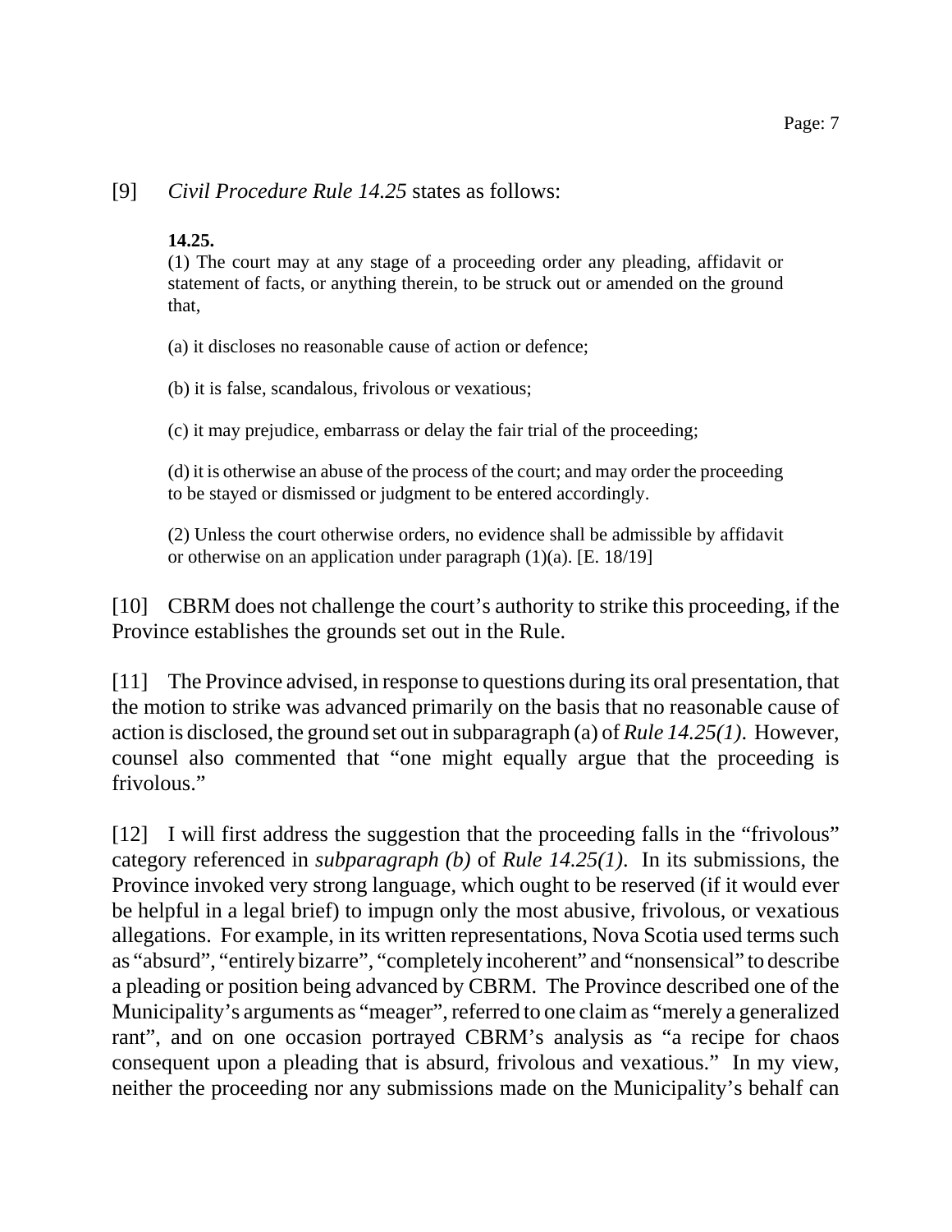[9] *Civil Procedure Rule 14.25* states as follows:

> **14.25.**
> (1) The court may at any stage of a proceeding order any pleading, affidavit or statement of facts, or anything therein, to be struck out or amended on the ground that,
>
> (a) it discloses no reasonable cause of action or defence;
>
> (b) it is false, scandalous, frivolous or vexatious;
>
> (c) it may prejudice, embarrass or delay the fair trial of the proceeding;
>
> (d) it is otherwise an abuse of the process of the court; and may order the proceeding to be stayed or dismissed or judgment to be entered accordingly.
>
> (2) Unless the court otherwise orders, no evidence shall be admissible by affidavit or otherwise on an application under paragraph (1)(a). [E. 18/19]

[10] CBRM does not challenge the court's authority to strike this proceeding, if the Province establishes the grounds set out in the Rule.

[11] The Province advised, in response to questions during its oral presentation, that the motion to strike was advanced primarily on the basis that no reasonable cause of action is disclosed, the ground set out in subparagraph (a) of *Rule 14.25(1)*. However, counsel also commented that "one might equally argue that the proceeding is frivolous."

[12] I will first address the suggestion that the proceeding falls in the "frivolous" category referenced in *subparagraph (b)* of *Rule 14.25(1)*. In its submissions, the Province invoked very strong language, which ought to be reserved (if it would ever be helpful in a legal brief) to impugn only the most abusive, frivolous, or vexatious allegations. For example, in its written representations, Nova Scotia used terms such as "absurd", "entirely bizarre", "completely incoherent" and "nonsensical" to describe a pleading or position being advanced by CBRM. The Province described one of the Municipality's arguments as "meager", referred to one claim as "merely a generalized rant", and on one occasion portrayed CBRM's analysis as "a recipe for chaos consequent upon a pleading that is absurd, frivolous and vexatious." In my view, neither the proceeding nor any submissions made on the Municipality's behalf can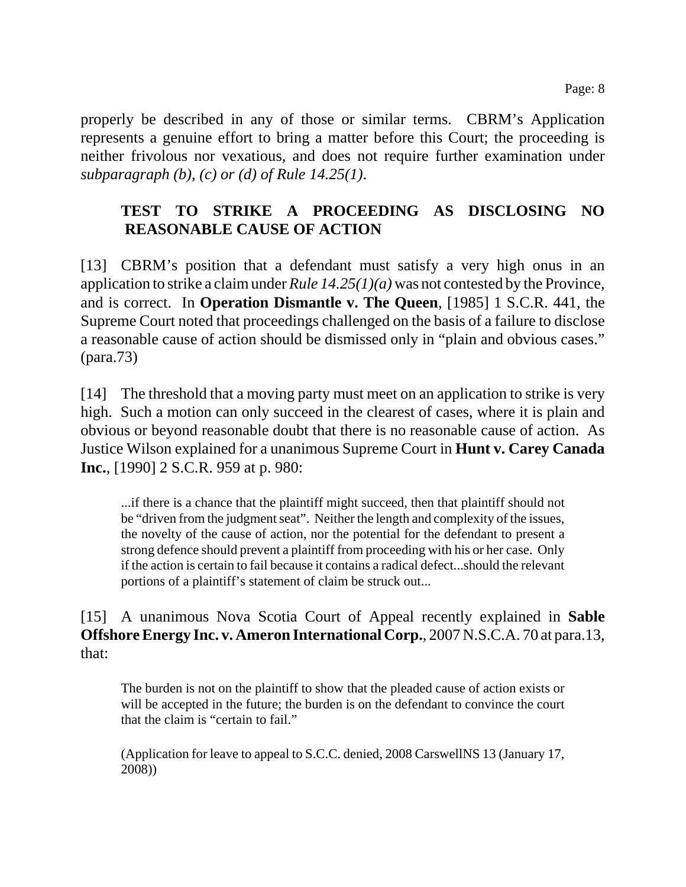properly be described in any of those or similar terms. CBRM's Application represents a genuine effort to bring a matter before this Court; the proceeding is neither frivolous nor vexatious, and does not require further examination under *subparagraph (b), (c) or (d) of Rule 14.25(1)*.

## TEST TO STRIKE A PROCEEDING AS DISCLOSING NO REASONABLE CAUSE OF ACTION

[13] CBRM's position that a defendant must satisfy a very high onus in an application to strike a claim under *Rule 14.25(1)(a)* was not contested by the Province, and is correct. In **Operation Dismantle v. The Queen**, [1985] 1 S.C.R. 441, the Supreme Court noted that proceedings challenged on the basis of a failure to disclose a reasonable cause of action should be dismissed only in "plain and obvious cases." (para.73)

[14] The threshold that a moving party must meet on an application to strike is very high. Such a motion can only succeed in the clearest of cases, where it is plain and obvious or beyond reasonable doubt that there is no reasonable cause of action. As Justice Wilson explained for a unanimous Supreme Court in **Hunt v. Carey Canada Inc.**, [1990] 2 S.C.R. 959 at p. 980:

> ...if there is a chance that the plaintiff might succeed, then that plaintiff should not be "driven from the judgment seat". Neither the length and complexity of the issues, the novelty of the cause of action, nor the potential for the defendant to present a strong defence should prevent a plaintiff from proceeding with his or her case. Only if the action is certain to fail because it contains a radical defect...should the relevant portions of a plaintiff's statement of claim be struck out...

[15] A unanimous Nova Scotia Court of Appeal recently explained in **Sable Offshore Energy Inc. v. Ameron International Corp.**, 2007 N.S.C.A. 70 at para.13, that:

> The burden is not on the plaintiff to show that the pleaded cause of action exists or will be accepted in the future; the burden is on the defendant to convince the court that the claim is "certain to fail."
>
> (Application for leave to appeal to S.C.C. denied, 2008 CarswellNS 13 (January 17, 2008))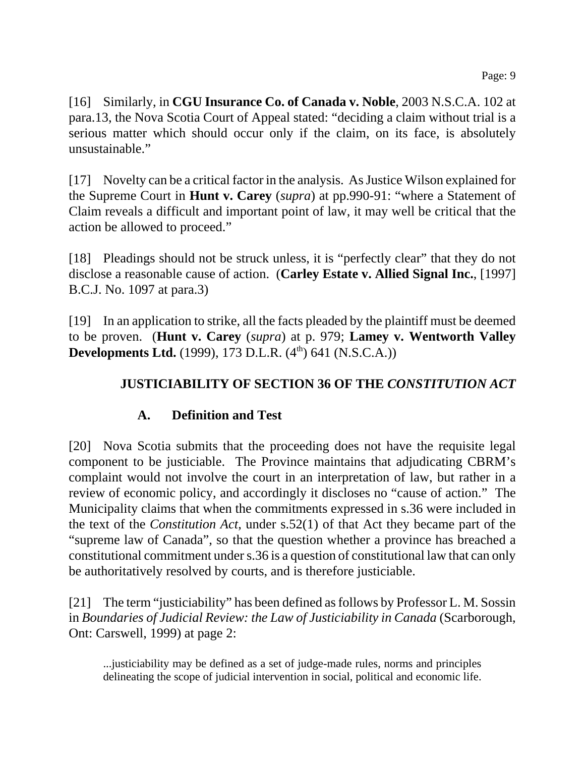[16] Similarly, in **CGU Insurance Co. of Canada v. Noble**, 2003 N.S.C.A. 102 at para.13, the Nova Scotia Court of Appeal stated: "deciding a claim without trial is a serious matter which should occur only if the claim, on its face, is absolutely unsustainable."

[17] Novelty can be a critical factor in the analysis. As Justice Wilson explained for the Supreme Court in **Hunt v. Carey** (*supra*) at pp.990-91: "where a Statement of Claim reveals a difficult and important point of law, it may well be critical that the action be allowed to proceed."

[18] Pleadings should not be struck unless, it is "perfectly clear" that they do not disclose a reasonable cause of action. (**Carley Estate v. Allied Signal Inc.**, [1997] B.C.J. No. 1097 at para.3)

[19] In an application to strike, all the facts pleaded by the plaintiff must be deemed to be proven. (**Hunt v. Carey** (*supra*) at p. 979; **Lamey v. Wentworth Valley Developments Ltd.** (1999), 173 D.L.R. (4th) 641 (N.S.C.A.))

## JUSTICIABILITY OF SECTION 36 OF THE *CONSTITUTION ACT*

### A. Definition and Test

[20] Nova Scotia submits that the proceeding does not have the requisite legal component to be justiciable. The Province maintains that adjudicating CBRM's complaint would not involve the court in an interpretation of law, but rather in a review of economic policy, and accordingly it discloses no "cause of action." The Municipality claims that when the commitments expressed in s.36 were included in the text of the *Constitution Act*, under s.52(1) of that Act they became part of the "supreme law of Canada", so that the question whether a province has breached a constitutional commitment under s.36 is a question of constitutional law that can only be authoritatively resolved by courts, and is therefore justiciable.

[21] The term "justiciability" has been defined as follows by Professor L. M. Sossin in *Boundaries of Judicial Review: the Law of Justiciability in Canada* (Scarborough, Ont: Carswell, 1999) at page 2:

> ...justiciability may be defined as a set of judge-made rules, norms and principles delineating the scope of judicial intervention in social, political and economic life.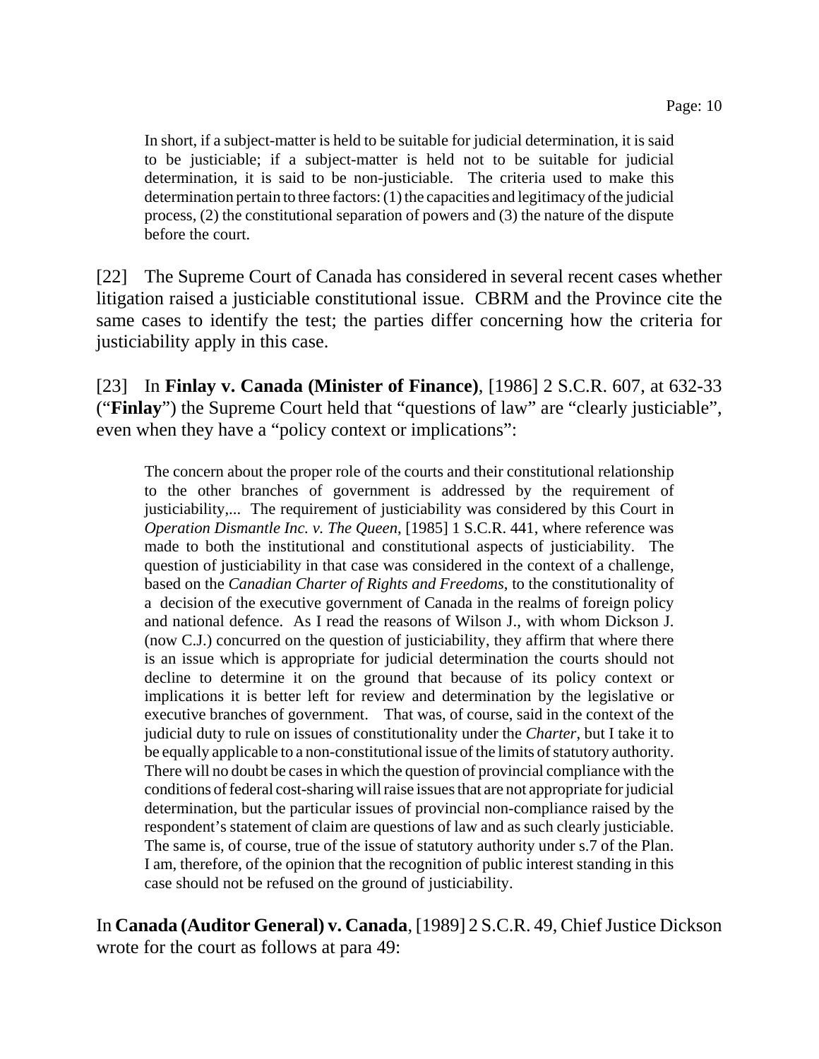> In short, if a subject-matter is held to be suitable for judicial determination, it is said to be justiciable; if a subject-matter is held not to be suitable for judicial determination, it is said to be non-justiciable. The criteria used to make this determination pertain to three factors: (1) the capacities and legitimacy of the judicial process, (2) the constitutional separation of powers and (3) the nature of the dispute before the court.

[22] The Supreme Court of Canada has considered in several recent cases whether litigation raised a justiciable constitutional issue. CBRM and the Province cite the same cases to identify the test; the parties differ concerning how the criteria for justiciability apply in this case.

[23] In **Finlay v. Canada (Minister of Finance)**, [1986] 2 S.C.R. 607, at 632-33 ("**Finlay**") the Supreme Court held that "questions of law" are "clearly justiciable", even when they have a "policy context or implications":

> The concern about the proper role of the courts and their constitutional relationship to the other branches of government is addressed by the requirement of justiciability,... The requirement of justiciability was considered by this Court in *Operation Dismantle Inc. v. The Queen*, [1985] 1 S.C.R. 441, where reference was made to both the institutional and constitutional aspects of justiciability. The question of justiciability in that case was considered in the context of a challenge, based on the *Canadian Charter of Rights and Freedoms*, to the constitutionality of a decision of the executive government of Canada in the realms of foreign policy and national defence. As I read the reasons of Wilson J., with whom Dickson J. (now C.J.) concurred on the question of justiciability, they affirm that where there is an issue which is appropriate for judicial determination the courts should not decline to determine it on the ground that because of its policy context or implications it is better left for review and determination by the legislative or executive branches of government. That was, of course, said in the context of the judicial duty to rule on issues of constitutionality under the *Charter*, but I take it to be equally applicable to a non-constitutional issue of the limits of statutory authority. There will no doubt be cases in which the question of provincial compliance with the conditions of federal cost-sharing will raise issues that are not appropriate for judicial determination, but the particular issues of provincial non-compliance raised by the respondent's statement of claim are questions of law and as such clearly justiciable. The same is, of course, true of the issue of statutory authority under s.7 of the Plan. I am, therefore, of the opinion that the recognition of public interest standing in this case should not be refused on the ground of justiciability.

In **Canada (Auditor General) v. Canada**, [1989] 2 S.C.R. 49, Chief Justice Dickson wrote for the court as follows at para 49: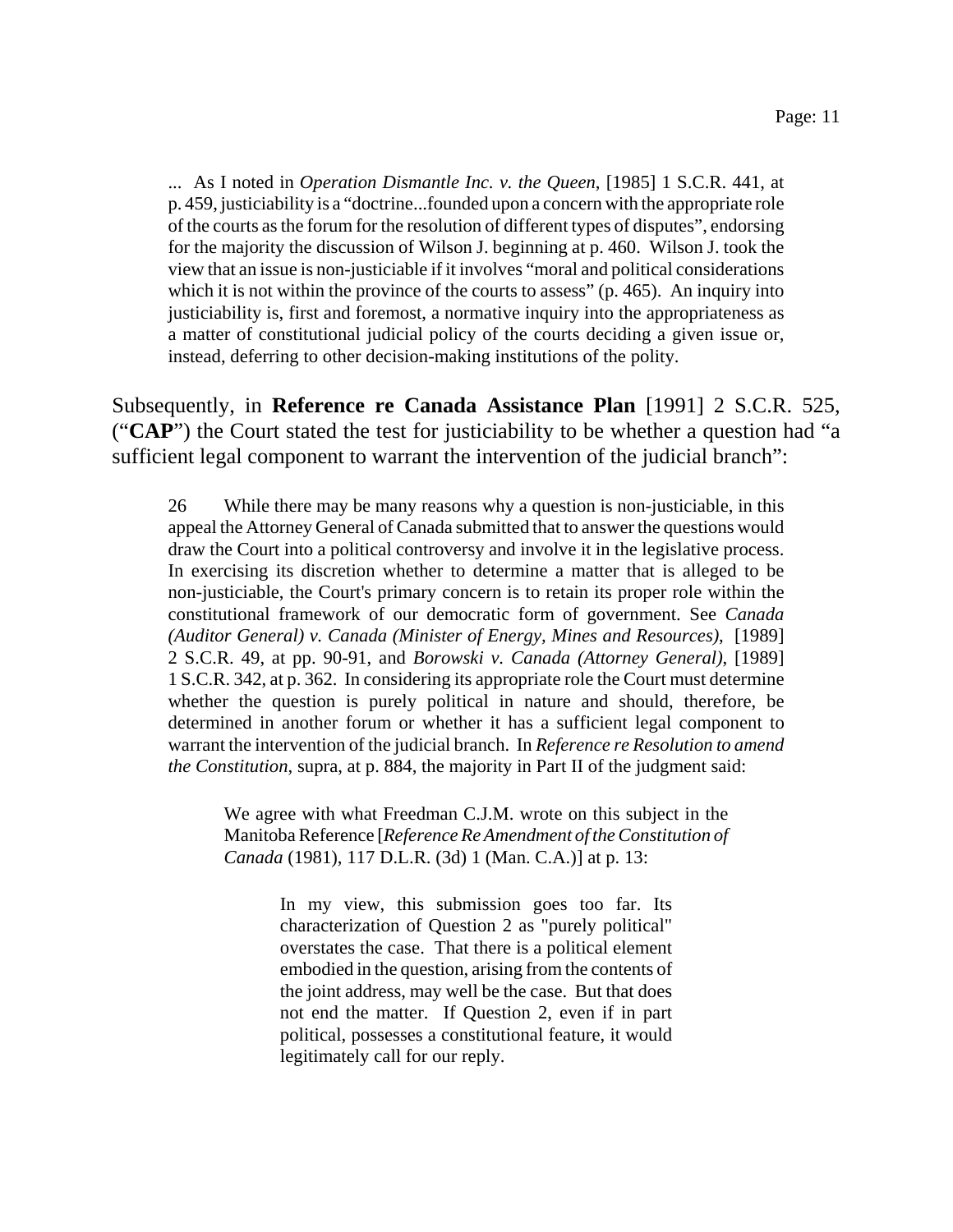> ... As I noted in *Operation Dismantle Inc. v. the Queen*, [1985] 1 S.C.R. 441, at p. 459, justiciability is a "doctrine...founded upon a concern with the appropriate role of the courts as the forum for the resolution of different types of disputes", endorsing for the majority the discussion of Wilson J. beginning at p. 460. Wilson J. took the view that an issue is non-justiciable if it involves "moral and political considerations which it is not within the province of the courts to assess" (p. 465). An inquiry into justiciability is, first and foremost, a normative inquiry into the appropriateness as a matter of constitutional judicial policy of the courts deciding a given issue or, instead, deferring to other decision-making institutions of the polity.

Subsequently, in **Reference re Canada Assistance Plan** [1991] 2 S.C.R. 525, ("**CAP**") the Court stated the test for justiciability to be whether a question had "a sufficient legal component to warrant the intervention of the judicial branch":

> 26 While there may be many reasons why a question is non-justiciable, in this appeal the Attorney General of Canada submitted that to answer the questions would draw the Court into a political controversy and involve it in the legislative process. In exercising its discretion whether to determine a matter that is alleged to be non-justiciable, the Court's primary concern is to retain its proper role within the constitutional framework of our democratic form of government. See *Canada (Auditor General) v. Canada (Minister of Energy, Mines and Resources)*, [1989] 2 S.C.R. 49, at pp. 90-91, and *Borowski v. Canada (Attorney General)*, [1989] 1 S.C.R. 342, at p. 362. In considering its appropriate role the Court must determine whether the question is purely political in nature and should, therefore, be determined in another forum or whether it has a sufficient legal component to warrant the intervention of the judicial branch. In *Reference re Resolution to amend the Constitution*, supra, at p. 884, the majority in Part II of the judgment said:
>
> > We agree with what Freedman C.J.M. wrote on this subject in the Manitoba Reference [*Reference Re Amendment of the Constitution of Canada* (1981), 117 D.L.R. (3d) 1 (Man. C.A.)] at p. 13:
> >
> > > In my view, this submission goes too far. Its characterization of Question 2 as "purely political" overstates the case. That there is a political element embodied in the question, arising from the contents of the joint address, may well be the case. But that does not end the matter. If Question 2, even if in part political, possesses a constitutional feature, it would legitimately call for our reply.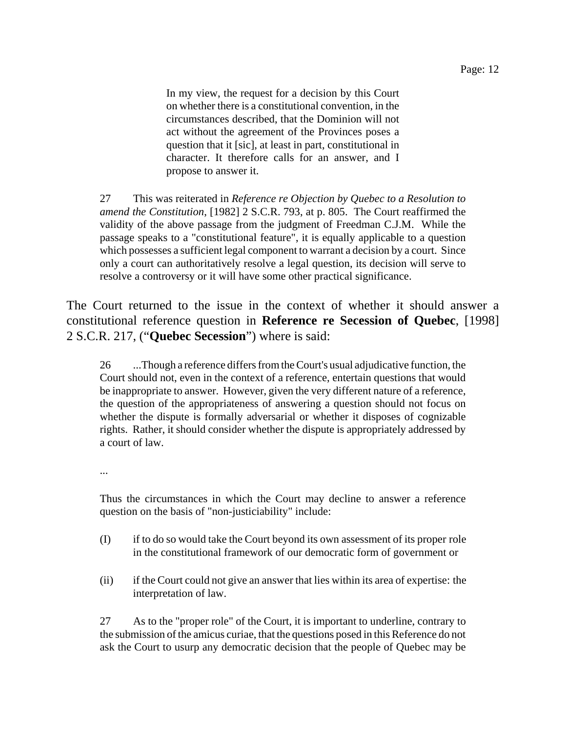> In my view, the request for a decision by this Court on whether there is a constitutional convention, in the circumstances described, that the Dominion will not act without the agreement of the Provinces poses a question that it [sic], at least in part, constitutional in character. It therefore calls for an answer, and I propose to answer it.

> 27 This was reiterated in *Reference re Objection by Quebec to a Resolution to amend the Constitution*, [1982] 2 S.C.R. 793, at p. 805. The Court reaffirmed the validity of the above passage from the judgment of Freedman C.J.M. While the passage speaks to a "constitutional feature", it is equally applicable to a question which possesses a sufficient legal component to warrant a decision by a court. Since only a court can authoritatively resolve a legal question, its decision will serve to resolve a controversy or it will have some other practical significance.

The Court returned to the issue in the context of whether it should answer a constitutional reference question in **Reference re Secession of Quebec**, [1998] 2 S.C.R. 217, ("**Quebec Secession**") where is said:

> 26 ...Though a reference differs from the Court's usual adjudicative function, the Court should not, even in the context of a reference, entertain questions that would be inappropriate to answer. However, given the very different nature of a reference, the question of the appropriateness of answering a question should not focus on whether the dispute is formally adversarial or whether it disposes of cognizable rights. Rather, it should consider whether the dispute is appropriately addressed by a court of law.
>
> ...
>
> Thus the circumstances in which the Court may decline to answer a reference question on the basis of "non-justiciability" include:
>
> (I) if to do so would take the Court beyond its own assessment of its proper role in the constitutional framework of our democratic form of government or
>
> (ii) if the Court could not give an answer that lies within its area of expertise: the interpretation of law.
>
> 27 As to the "proper role" of the Court, it is important to underline, contrary to the submission of the amicus curiae, that the questions posed in this Reference do not ask the Court to usurp any democratic decision that the people of Quebec may be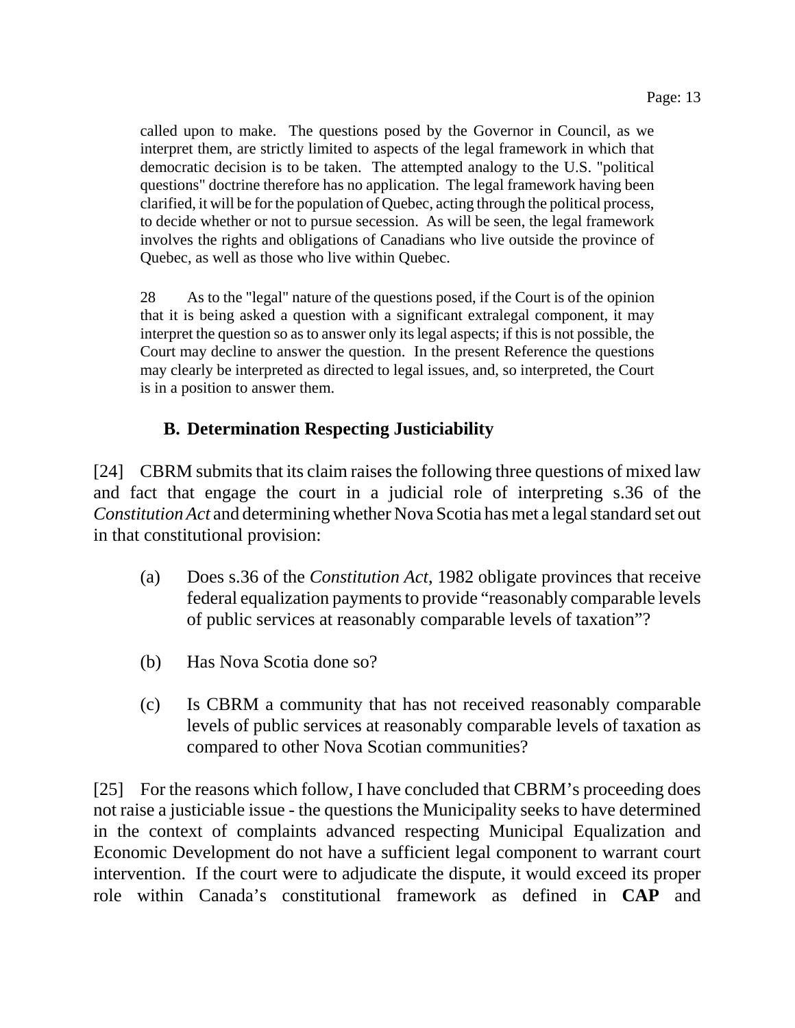> called upon to make. The questions posed by the Governor in Council, as we interpret them, are strictly limited to aspects of the legal framework in which that democratic decision is to be taken. The attempted analogy to the U.S. "political questions" doctrine therefore has no application. The legal framework having been clarified, it will be for the population of Quebec, acting through the political process, to decide whether or not to pursue secession. As will be seen, the legal framework involves the rights and obligations of Canadians who live outside the province of Quebec, as well as those who live within Quebec.
>
> 28 As to the "legal" nature of the questions posed, if the Court is of the opinion that it is being asked a question with a significant extralegal component, it may interpret the question so as to answer only its legal aspects; if this is not possible, the Court may decline to answer the question. In the present Reference the questions may clearly be interpreted as directed to legal issues, and, so interpreted, the Court is in a position to answer them.

### B. Determination Respecting Justiciability

[24] CBRM submits that its claim raises the following three questions of mixed law and fact that engage the court in a judicial role of interpreting s.36 of the *Constitution Act* and determining whether Nova Scotia has met a legal standard set out in that constitutional provision:

(a) Does s.36 of the *Constitution Act*, 1982 obligate provinces that receive federal equalization payments to provide "reasonably comparable levels of public services at reasonably comparable levels of taxation"?

(b) Has Nova Scotia done so?

(c) Is CBRM a community that has not received reasonably comparable levels of public services at reasonably comparable levels of taxation as compared to other Nova Scotian communities?

[25] For the reasons which follow, I have concluded that CBRM's proceeding does not raise a justiciable issue - the questions the Municipality seeks to have determined in the context of complaints advanced respecting Municipal Equalization and Economic Development do not have a sufficient legal component to warrant court intervention. If the court were to adjudicate the dispute, it would exceed its proper role within Canada's constitutional framework as defined in **CAP** and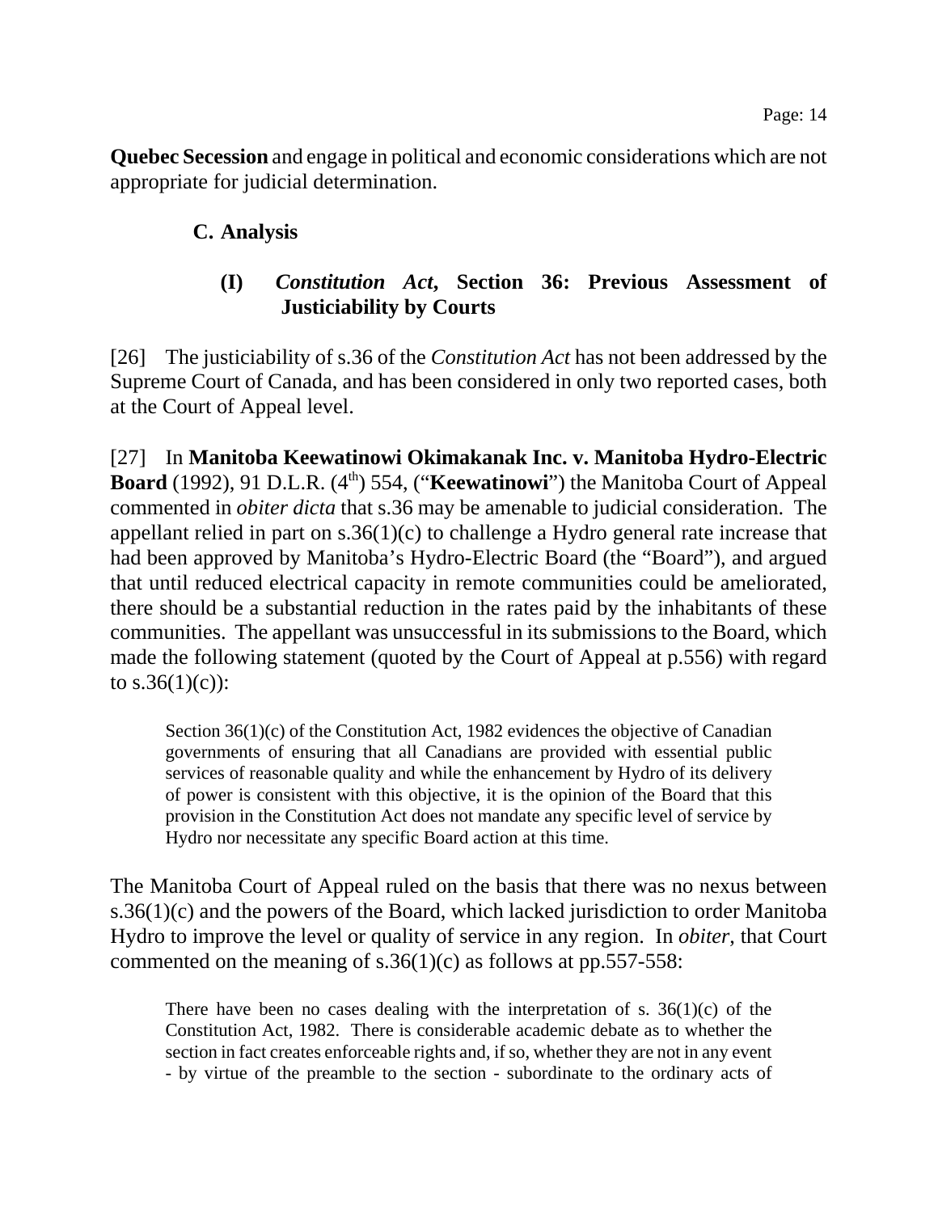**Quebec Secession** and engage in political and economic considerations which are not appropriate for judicial determination.

## C. Analysis

### (I) *Constitution Act*, Section 36: Previous Assessment of Justiciability by Courts

[26] The justiciability of s.36 of the *Constitution Act* has not been addressed by the Supreme Court of Canada, and has been considered in only two reported cases, both at the Court of Appeal level.

[27] In **Manitoba Keewatinowi Okimakanak Inc. v. Manitoba Hydro-Electric Board** (1992), 91 D.L.R. (4th) 554, ("**Keewatinowi**") the Manitoba Court of Appeal commented in *obiter dicta* that s.36 may be amenable to judicial consideration. The appellant relied in part on s.36(1)(c) to challenge a Hydro general rate increase that had been approved by Manitoba's Hydro-Electric Board (the "Board"), and argued that until reduced electrical capacity in remote communities could be ameliorated, there should be a substantial reduction in the rates paid by the inhabitants of these communities. The appellant was unsuccessful in its submissions to the Board, which made the following statement (quoted by the Court of Appeal at p.556) with regard to s.36(1)(c)):

> Section 36(1)(c) of the Constitution Act, 1982 evidences the objective of Canadian governments of ensuring that all Canadians are provided with essential public services of reasonable quality and while the enhancement by Hydro of its delivery of power is consistent with this objective, it is the opinion of the Board that this provision in the Constitution Act does not mandate any specific level of service by Hydro nor necessitate any specific Board action at this time.

The Manitoba Court of Appeal ruled on the basis that there was no nexus between s.36(1)(c) and the powers of the Board, which lacked jurisdiction to order Manitoba Hydro to improve the level or quality of service in any region. In *obiter*, that Court commented on the meaning of s.36(1)(c) as follows at pp.557-558:

> There have been no cases dealing with the interpretation of s. 36(1)(c) of the Constitution Act, 1982. There is considerable academic debate as to whether the section in fact creates enforceable rights and, if so, whether they are not in any event - by virtue of the preamble to the section - subordinate to the ordinary acts of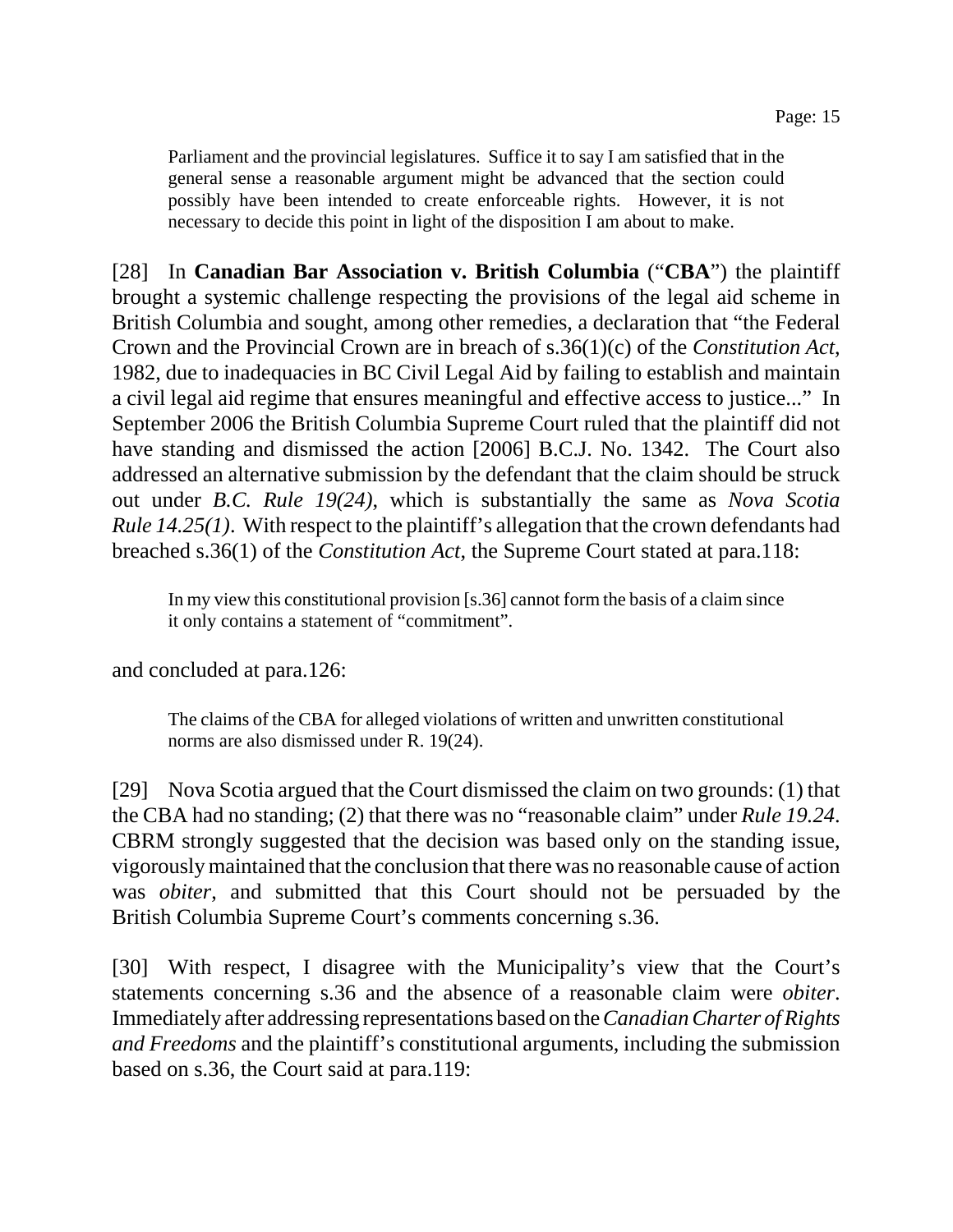> Parliament and the provincial legislatures. Suffice it to say I am satisfied that in the general sense a reasonable argument might be advanced that the section could possibly have been intended to create enforceable rights. However, it is not necessary to decide this point in light of the disposition I am about to make.

[28] In **Canadian Bar Association v. British Columbia** ("**CBA**") the plaintiff brought a systemic challenge respecting the provisions of the legal aid scheme in British Columbia and sought, among other remedies, a declaration that "the Federal Crown and the Provincial Crown are in breach of s.36(1)(c) of the *Constitution Act*, 1982, due to inadequacies in BC Civil Legal Aid by failing to establish and maintain a civil legal aid regime that ensures meaningful and effective access to justice..." In September 2006 the British Columbia Supreme Court ruled that the plaintiff did not have standing and dismissed the action [2006] B.C.J. No. 1342. The Court also addressed an alternative submission by the defendant that the claim should be struck out under *B.C. Rule 19(24)*, which is substantially the same as *Nova Scotia Rule 14.25(1)*. With respect to the plaintiff's allegation that the crown defendants had breached s.36(1) of the *Constitution Act*, the Supreme Court stated at para.118:

> In my view this constitutional provision [s.36] cannot form the basis of a claim since it only contains a statement of "commitment".

and concluded at para.126:

> The claims of the CBA for alleged violations of written and unwritten constitutional norms are also dismissed under R. 19(24).

[29] Nova Scotia argued that the Court dismissed the claim on two grounds: (1) that the CBA had no standing; (2) that there was no "reasonable claim" under *Rule 19.24*. CBRM strongly suggested that the decision was based only on the standing issue, vigorously maintained that the conclusion that there was no reasonable cause of action was *obiter*, and submitted that this Court should not be persuaded by the British Columbia Supreme Court's comments concerning s.36.

[30] With respect, I disagree with the Municipality's view that the Court's statements concerning s.36 and the absence of a reasonable claim were *obiter*. Immediately after addressing representations based on the *Canadian Charter of Rights and Freedoms* and the plaintiff's constitutional arguments, including the submission based on s.36, the Court said at para.119: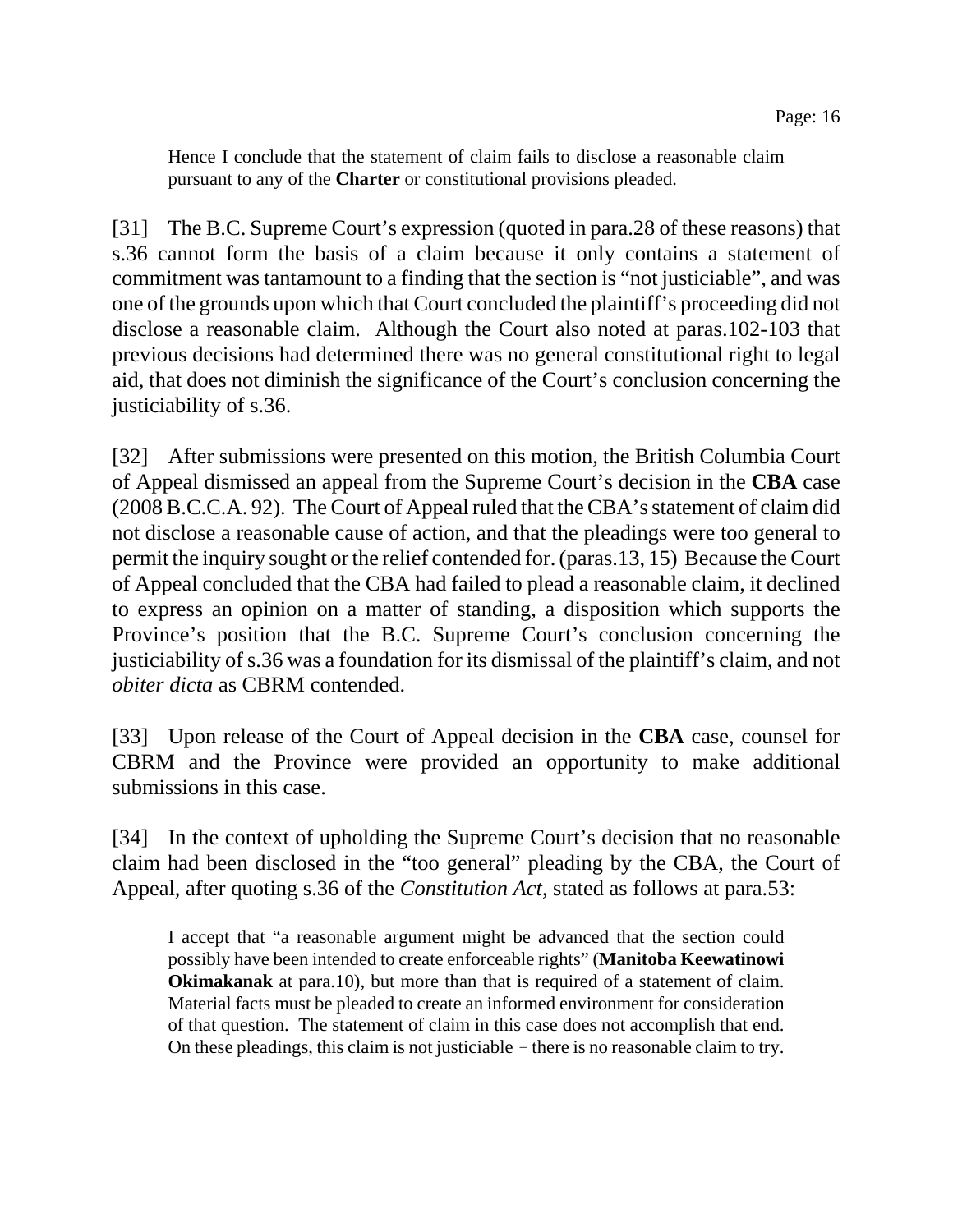> Hence I conclude that the statement of claim fails to disclose a reasonable claim pursuant to any of the **Charter** or constitutional provisions pleaded.

[31] The B.C. Supreme Court's expression (quoted in para.28 of these reasons) that s.36 cannot form the basis of a claim because it only contains a statement of commitment was tantamount to a finding that the section is "not justiciable", and was one of the grounds upon which that Court concluded the plaintiff's proceeding did not disclose a reasonable claim. Although the Court also noted at paras.102-103 that previous decisions had determined there was no general constitutional right to legal aid, that does not diminish the significance of the Court's conclusion concerning the justiciability of s.36.

[32] After submissions were presented on this motion, the British Columbia Court of Appeal dismissed an appeal from the Supreme Court's decision in the **CBA** case (2008 B.C.C.A. 92). The Court of Appeal ruled that the CBA's statement of claim did not disclose a reasonable cause of action, and that the pleadings were too general to permit the inquiry sought or the relief contended for. (paras.13, 15) Because the Court of Appeal concluded that the CBA had failed to plead a reasonable claim, it declined to express an opinion on a matter of standing, a disposition which supports the Province's position that the B.C. Supreme Court's conclusion concerning the justiciability of s.36 was a foundation for its dismissal of the plaintiff's claim, and not *obiter dicta* as CBRM contended.

[33] Upon release of the Court of Appeal decision in the **CBA** case, counsel for CBRM and the Province were provided an opportunity to make additional submissions in this case.

[34] In the context of upholding the Supreme Court's decision that no reasonable claim had been disclosed in the "too general" pleading by the CBA, the Court of Appeal, after quoting s.36 of the *Constitution Act*, stated as follows at para.53:

> I accept that "a reasonable argument might be advanced that the section could possibly have been intended to create enforceable rights" (**Manitoba Keewatinowi Okimakanak** at para.10), but more than that is required of a statement of claim. Material facts must be pleaded to create an informed environment for consideration of that question. The statement of claim in this case does not accomplish that end. On these pleadings, this claim is not justiciable – there is no reasonable claim to try.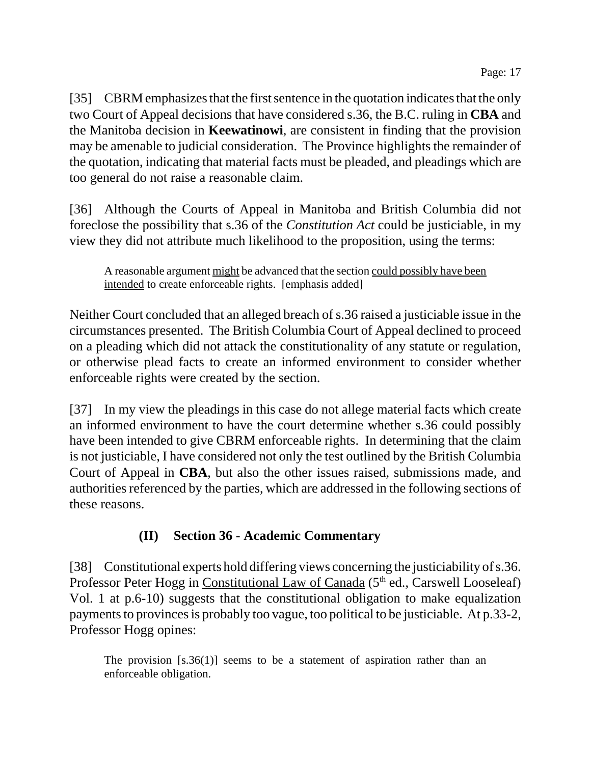[35] CBRM emphasizes that the first sentence in the quotation indicates that the only two Court of Appeal decisions that have considered s.36, the B.C. ruling in **CBA** and the Manitoba decision in **Keewatinowi**, are consistent in finding that the provision may be amenable to judicial consideration. The Province highlights the remainder of the quotation, indicating that material facts must be pleaded, and pleadings which are too general do not raise a reasonable claim.

[36] Although the Courts of Appeal in Manitoba and British Columbia did not foreclose the possibility that s.36 of the *Constitution Act* could be justiciable, in my view they did not attribute much likelihood to the proposition, using the terms:

> A reasonable argument <u>might</u> be advanced that the section <u>could possibly have been intended</u> to create enforceable rights. [emphasis added]

Neither Court concluded that an alleged breach of s.36 raised a justiciable issue in the circumstances presented. The British Columbia Court of Appeal declined to proceed on a pleading which did not attack the constitutionality of any statute or regulation, or otherwise plead facts to create an informed environment to consider whether enforceable rights were created by the section.

[37] In my view the pleadings in this case do not allege material facts which create an informed environment to have the court determine whether s.36 could possibly have been intended to give CBRM enforceable rights. In determining that the claim is not justiciable, I have considered not only the test outlined by the British Columbia Court of Appeal in **CBA**, but also the other issues raised, submissions made, and authorities referenced by the parties, which are addressed in the following sections of these reasons.

### (II) Section 36 - Academic Commentary

[38] Constitutional experts hold differing views concerning the justiciability of s.36. Professor Peter Hogg in <u>Constitutional Law of Canada</u> (5th ed., Carswell Looseleaf) Vol. 1 at p.6-10) suggests that the constitutional obligation to make equalization payments to provinces is probably too vague, too political to be justiciable. At p.33-2, Professor Hogg opines:

> The provision [s.36(1)] seems to be a statement of aspiration rather than an enforceable obligation.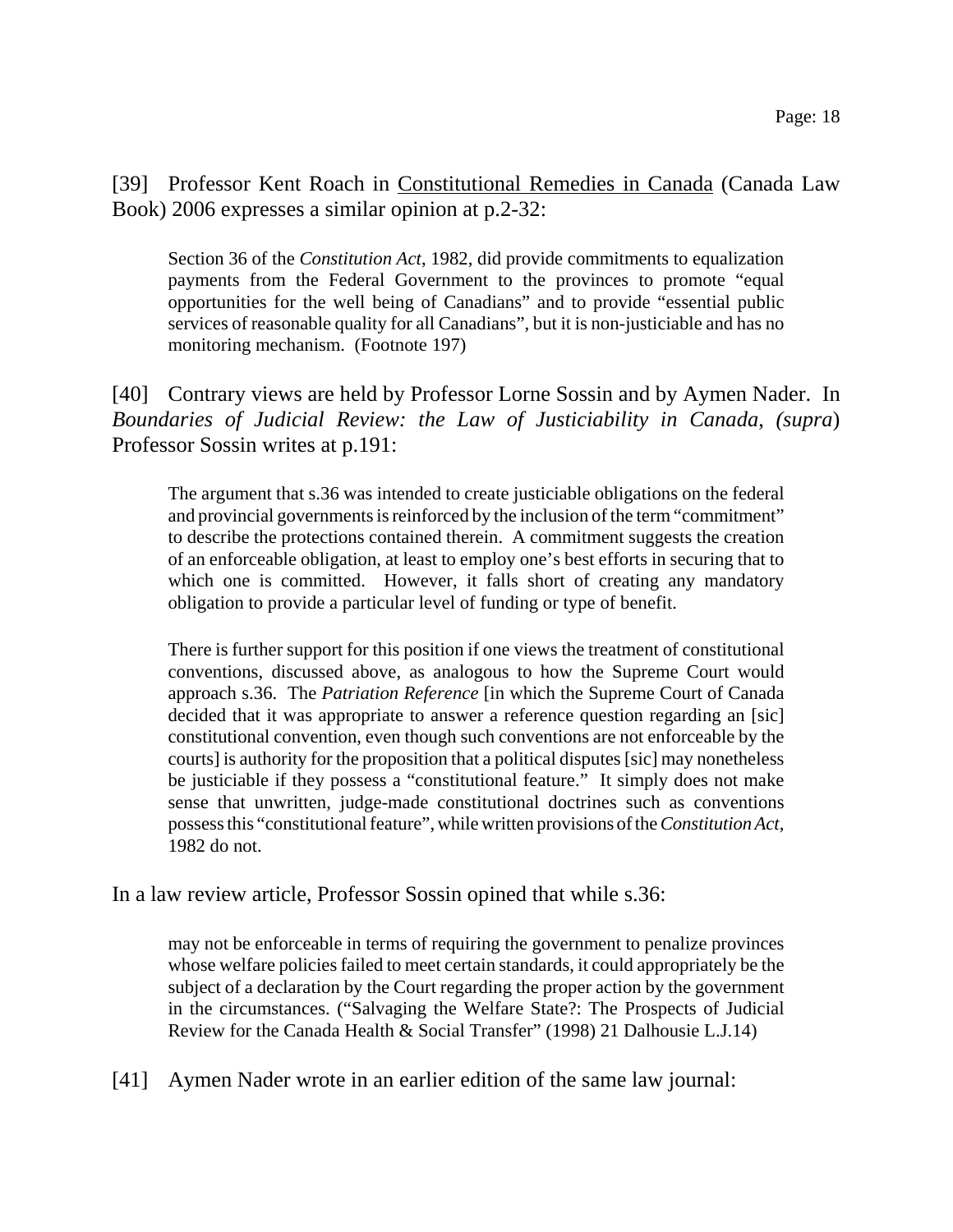[39] Professor Kent Roach in Constitutional Remedies in Canada (Canada Law Book) 2006 expresses a similar opinion at p.2-32:

> Section 36 of the *Constitution Act*, 1982, did provide commitments to equalization payments from the Federal Government to the provinces to promote "equal opportunities for the well being of Canadians" and to provide "essential public services of reasonable quality for all Canadians", but it is non-justiciable and has no monitoring mechanism. (Footnote 197)

[40] Contrary views are held by Professor Lorne Sossin and by Aymen Nader. In *Boundaries of Judicial Review: the Law of Justiciability in Canada, (supra*) Professor Sossin writes at p.191:

> The argument that s.36 was intended to create justiciable obligations on the federal and provincial governments is reinforced by the inclusion of the term "commitment" to describe the protections contained therein. A commitment suggests the creation of an enforceable obligation, at least to employ one's best efforts in securing that to which one is committed. However, it falls short of creating any mandatory obligation to provide a particular level of funding or type of benefit.
>
> There is further support for this position if one views the treatment of constitutional conventions, discussed above, as analogous to how the Supreme Court would approach s.36. The *Patriation Reference* [in which the Supreme Court of Canada decided that it was appropriate to answer a reference question regarding an [sic] constitutional convention, even though such conventions are not enforceable by the courts] is authority for the proposition that a political disputes [sic] may nonetheless be justiciable if they possess a "constitutional feature." It simply does not make sense that unwritten, judge-made constitutional doctrines such as conventions possess this "constitutional feature", while written provisions of the *Constitution Act*, 1982 do not.

In a law review article, Professor Sossin opined that while s.36:

> may not be enforceable in terms of requiring the government to penalize provinces whose welfare policies failed to meet certain standards, it could appropriately be the subject of a declaration by the Court regarding the proper action by the government in the circumstances. ("Salvaging the Welfare State?: The Prospects of Judicial Review for the Canada Health & Social Transfer" (1998) 21 Dalhousie L.J.14)

[41] Aymen Nader wrote in an earlier edition of the same law journal: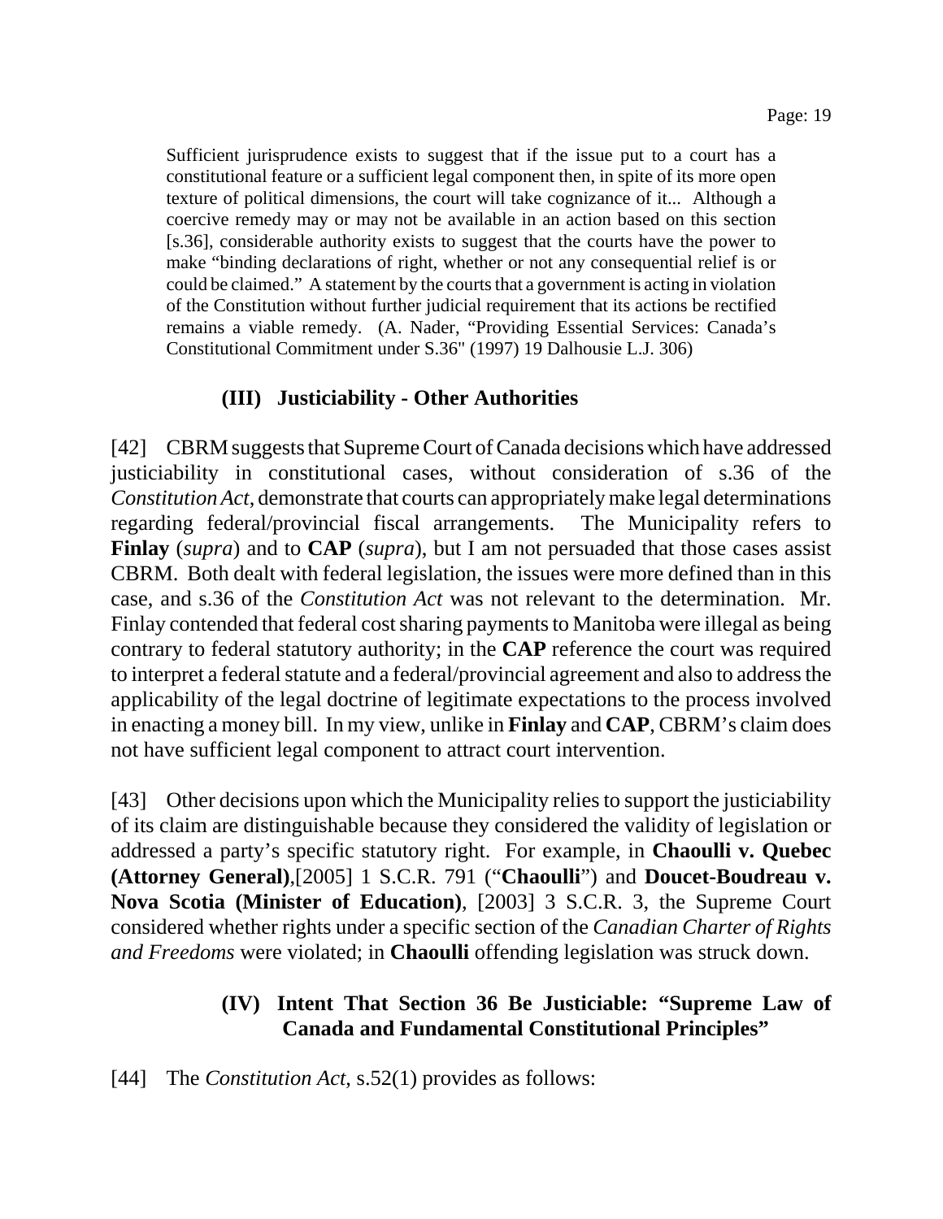> Sufficient jurisprudence exists to suggest that if the issue put to a court has a constitutional feature or a sufficient legal component then, in spite of its more open texture of political dimensions, the court will take cognizance of it... Although a coercive remedy may or may not be available in an action based on this section [s.36], considerable authority exists to suggest that the courts have the power to make "binding declarations of right, whether or not any consequential relief is or could be claimed." A statement by the courts that a government is acting in violation of the Constitution without further judicial requirement that its actions be rectified remains a viable remedy. (A. Nader, "Providing Essential Services: Canada's Constitutional Commitment under S.36" (1997) 19 Dalhousie L.J. 306)

### (III) Justiciability - Other Authorities

[42] CBRM suggests that Supreme Court of Canada decisions which have addressed justiciability in constitutional cases, without consideration of s.36 of the *Constitution Act*, demonstrate that courts can appropriately make legal determinations regarding federal/provincial fiscal arrangements. The Municipality refers to **Finlay** (*supra*) and to **CAP** (*supra*), but I am not persuaded that those cases assist CBRM. Both dealt with federal legislation, the issues were more defined than in this case, and s.36 of the *Constitution Act* was not relevant to the determination. Mr. Finlay contended that federal cost sharing payments to Manitoba were illegal as being contrary to federal statutory authority; in the **CAP** reference the court was required to interpret a federal statute and a federal/provincial agreement and also to address the applicability of the legal doctrine of legitimate expectations to the process involved in enacting a money bill. In my view, unlike in **Finlay** and **CAP**, CBRM's claim does not have sufficient legal component to attract court intervention.

[43] Other decisions upon which the Municipality relies to support the justiciability of its claim are distinguishable because they considered the validity of legislation or addressed a party's specific statutory right. For example, in **Chaoulli v. Quebec (Attorney General)**,[2005] 1 S.C.R. 791 ("**Chaoulli**") and **Doucet-Boudreau v. Nova Scotia (Minister of Education)**, [2003] 3 S.C.R. 3, the Supreme Court considered whether rights under a specific section of the *Canadian Charter of Rights and Freedoms* were violated; in **Chaoulli** offending legislation was struck down.

### (IV) Intent That Section 36 Be Justiciable: "Supreme Law of Canada and Fundamental Constitutional Principles"

[44] The *Constitution Act*, s.52(1) provides as follows: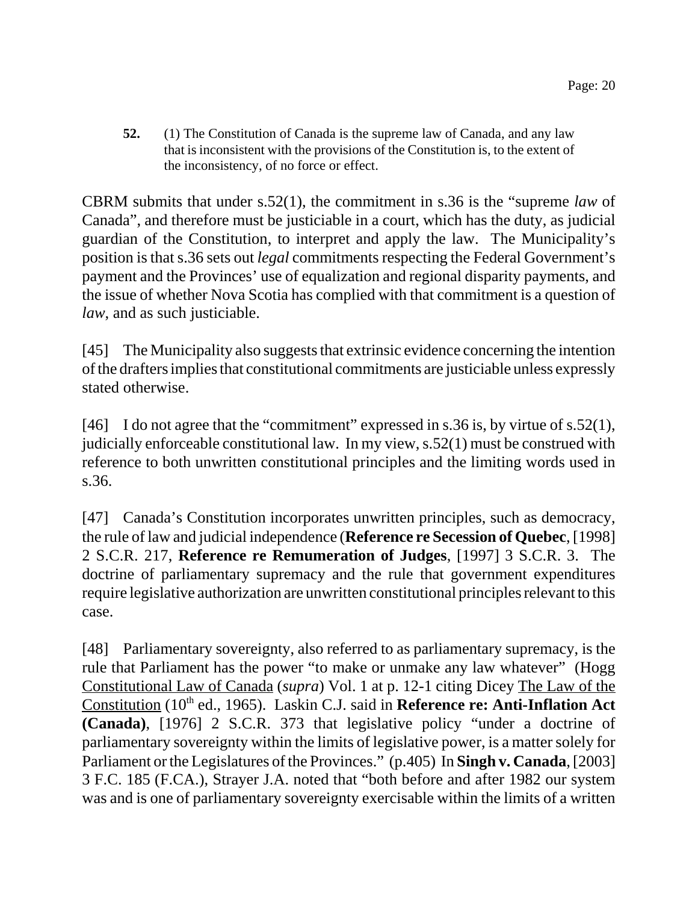> **52.** (1) The Constitution of Canada is the supreme law of Canada, and any law that is inconsistent with the provisions of the Constitution is, to the extent of the inconsistency, of no force or effect.

CBRM submits that under s.52(1), the commitment in s.36 is the "supreme *law* of Canada", and therefore must be justiciable in a court, which has the duty, as judicial guardian of the Constitution, to interpret and apply the law. The Municipality's position is that s.36 sets out *legal* commitments respecting the Federal Government's payment and the Provinces' use of equalization and regional disparity payments, and the issue of whether Nova Scotia has complied with that commitment is a question of *law*, and as such justiciable.

[45] The Municipality also suggests that extrinsic evidence concerning the intention of the drafters implies that constitutional commitments are justiciable unless expressly stated otherwise.

[46] I do not agree that the "commitment" expressed in s.36 is, by virtue of s.52(1), judicially enforceable constitutional law. In my view, s.52(1) must be construed with reference to both unwritten constitutional principles and the limiting words used in s.36.

[47] Canada's Constitution incorporates unwritten principles, such as democracy, the rule of law and judicial independence (**Reference re Secession of Quebec**, [1998] 2 S.C.R. 217, **Reference re Remumeration of Judges**, [1997] 3 S.C.R. 3. The doctrine of parliamentary supremacy and the rule that government expenditures require legislative authorization are unwritten constitutional principles relevant to this case.

[48] Parliamentary sovereignty, also referred to as parliamentary supremacy, is the rule that Parliament has the power "to make or unmake any law whatever" (Hogg Constitutional Law of Canada (*supra*) Vol. 1 at p. 12-1 citing Dicey The Law of the Constitution (10th ed., 1965). Laskin C.J. said in **Reference re: Anti-Inflation Act (Canada)**, [1976] 2 S.C.R. 373 that legislative policy "under a doctrine of parliamentary sovereignty within the limits of legislative power, is a matter solely for Parliament or the Legislatures of the Provinces." (p.405) In **Singh v. Canada**, [2003] 3 F.C. 185 (F.CA.), Strayer J.A. noted that "both before and after 1982 our system was and is one of parliamentary sovereignty exercisable within the limits of a written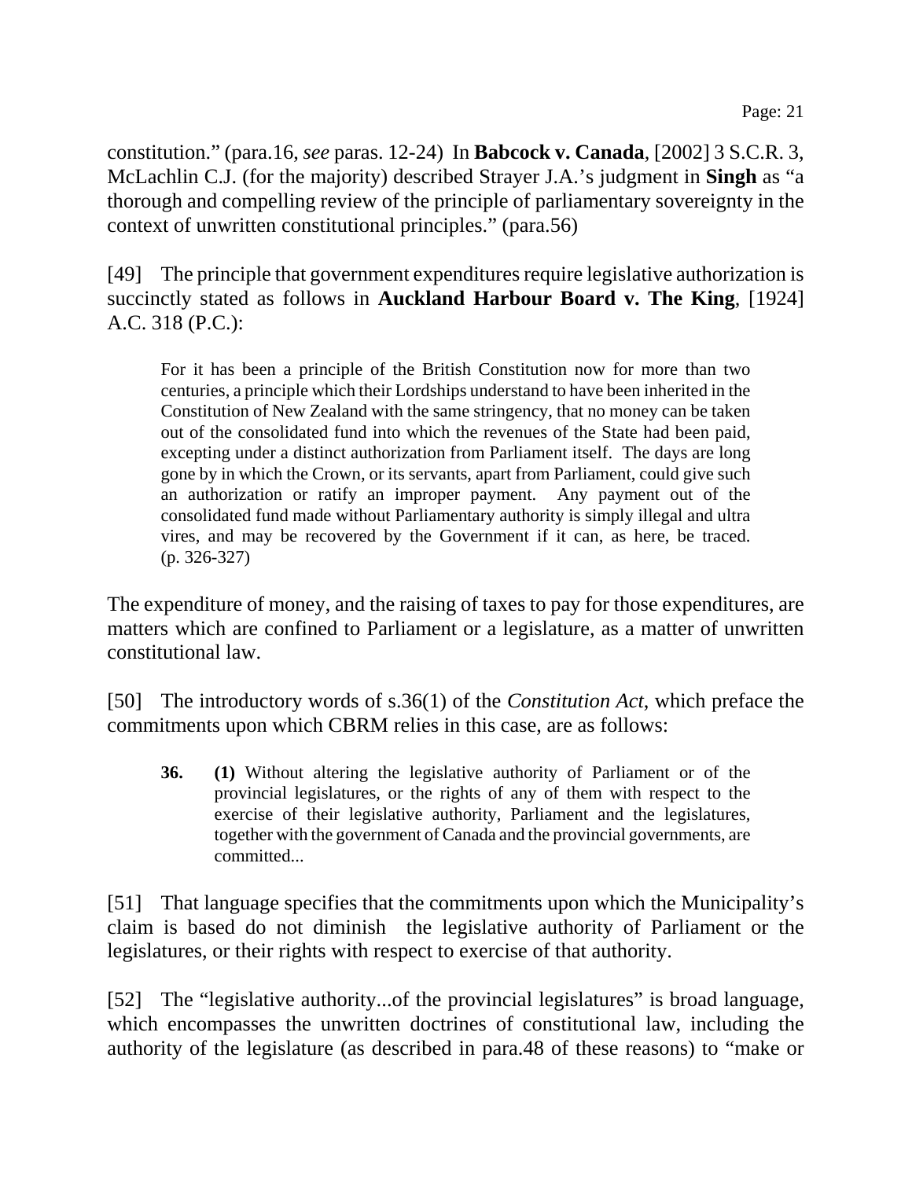constitution." (para.16, *see* paras. 12-24) In **Babcock v. Canada**, [2002] 3 S.C.R. 3, McLachlin C.J. (for the majority) described Strayer J.A.'s judgment in **Singh** as "a thorough and compelling review of the principle of parliamentary sovereignty in the context of unwritten constitutional principles." (para.56)

[49] The principle that government expenditures require legislative authorization is succinctly stated as follows in **Auckland Harbour Board v. The King**, [1924] A.C. 318 (P.C.):

> For it has been a principle of the British Constitution now for more than two centuries, a principle which their Lordships understand to have been inherited in the Constitution of New Zealand with the same stringency, that no money can be taken out of the consolidated fund into which the revenues of the State had been paid, excepting under a distinct authorization from Parliament itself. The days are long gone by in which the Crown, or its servants, apart from Parliament, could give such an authorization or ratify an improper payment. Any payment out of the consolidated fund made without Parliamentary authority is simply illegal and ultra vires, and may be recovered by the Government if it can, as here, be traced. (p. 326-327)

The expenditure of money, and the raising of taxes to pay for those expenditures, are matters which are confined to Parliament or a legislature, as a matter of unwritten constitutional law.

[50] The introductory words of s.36(1) of the *Constitution Act*, which preface the commitments upon which CBRM relies in this case, are as follows:

> **36. (1)** Without altering the legislative authority of Parliament or of the provincial legislatures, or the rights of any of them with respect to the exercise of their legislative authority, Parliament and the legislatures, together with the government of Canada and the provincial governments, are committed...

[51] That language specifies that the commitments upon which the Municipality's claim is based do not diminish the legislative authority of Parliament or the legislatures, or their rights with respect to exercise of that authority.

[52] The "legislative authority...of the provincial legislatures" is broad language, which encompasses the unwritten doctrines of constitutional law, including the authority of the legislature (as described in para.48 of these reasons) to "make or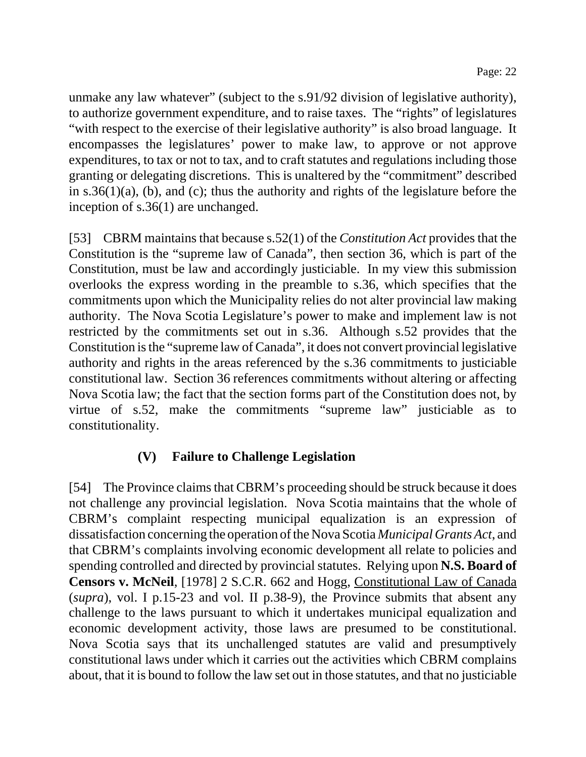unmake any law whatever" (subject to the s.91/92 division of legislative authority), to authorize government expenditure, and to raise taxes. The "rights" of legislatures "with respect to the exercise of their legislative authority" is also broad language. It encompasses the legislatures' power to make law, to approve or not approve expenditures, to tax or not to tax, and to craft statutes and regulations including those granting or delegating discretions. This is unaltered by the "commitment" described in s.36(1)(a), (b), and (c); thus the authority and rights of the legislature before the inception of s.36(1) are unchanged.

[53] CBRM maintains that because s.52(1) of the *Constitution Act* provides that the Constitution is the "supreme law of Canada", then section 36, which is part of the Constitution, must be law and accordingly justiciable. In my view this submission overlooks the express wording in the preamble to s.36, which specifies that the commitments upon which the Municipality relies do not alter provincial law making authority. The Nova Scotia Legislature's power to make and implement law is not restricted by the commitments set out in s.36. Although s.52 provides that the Constitution is the "supreme law of Canada", it does not convert provincial legislative authority and rights in the areas referenced by the s.36 commitments to justiciable constitutional law. Section 36 references commitments without altering or affecting Nova Scotia law; the fact that the section forms part of the Constitution does not, by virtue of s.52, make the commitments "supreme law" justiciable as to constitutionality.

### (V) Failure to Challenge Legislation

[54] The Province claims that CBRM's proceeding should be struck because it does not challenge any provincial legislation. Nova Scotia maintains that the whole of CBRM's complaint respecting municipal equalization is an expression of dissatisfaction concerning the operation of the Nova Scotia *Municipal Grants Act*, and that CBRM's complaints involving economic development all relate to policies and spending controlled and directed by provincial statutes. Relying upon **N.S. Board of Censors v. McNeil**, [1978] 2 S.C.R. 662 and Hogg, Constitutional Law of Canada (*supra*), vol. I p.15-23 and vol. II p.38-9), the Province submits that absent any challenge to the laws pursuant to which it undertakes municipal equalization and economic development activity, those laws are presumed to be constitutional. Nova Scotia says that its unchallenged statutes are valid and presumptively constitutional laws under which it carries out the activities which CBRM complains about, that it is bound to follow the law set out in those statutes, and that no justiciable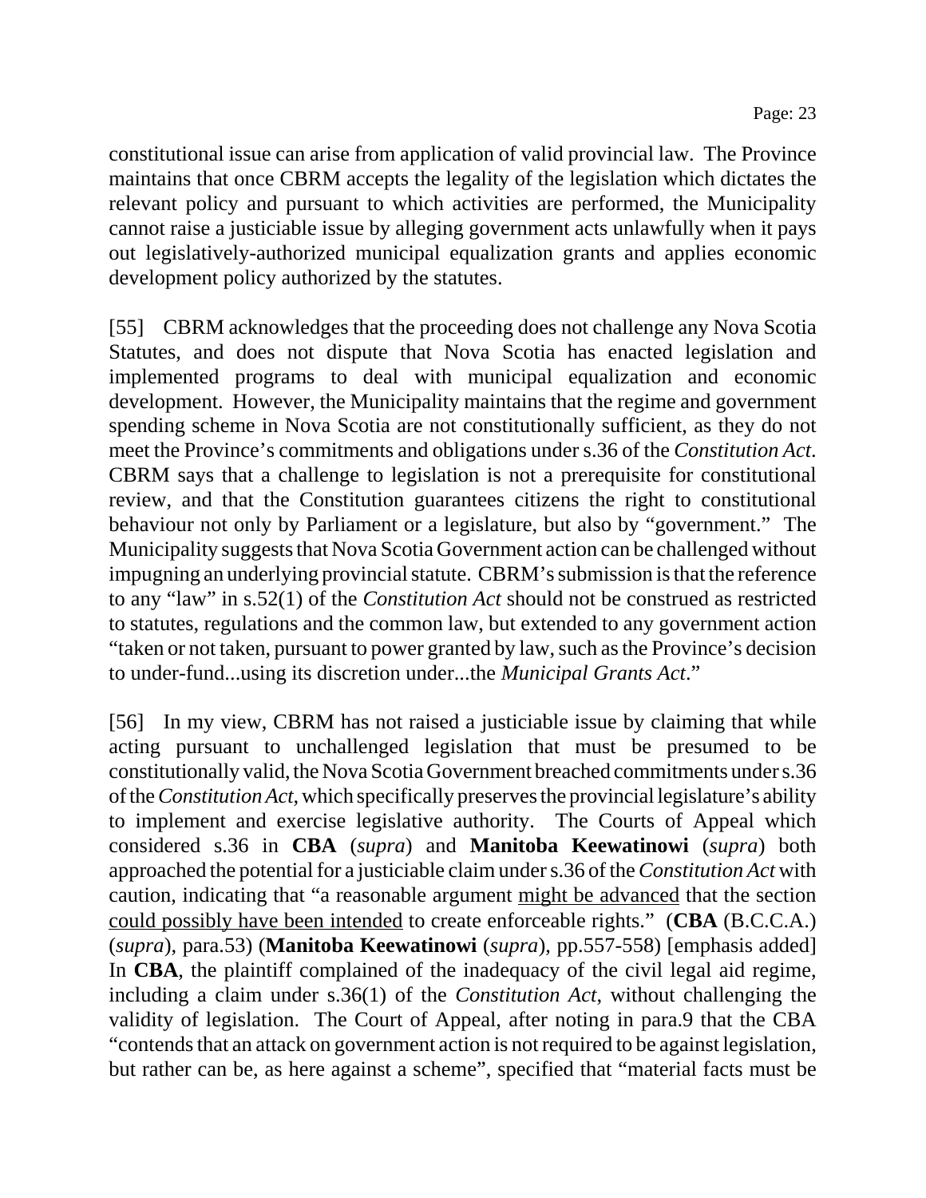constitutional issue can arise from application of valid provincial law. The Province maintains that once CBRM accepts the legality of the legislation which dictates the relevant policy and pursuant to which activities are performed, the Municipality cannot raise a justiciable issue by alleging government acts unlawfully when it pays out legislatively-authorized municipal equalization grants and applies economic development policy authorized by the statutes.

[55] CBRM acknowledges that the proceeding does not challenge any Nova Scotia Statutes, and does not dispute that Nova Scotia has enacted legislation and implemented programs to deal with municipal equalization and economic development. However, the Municipality maintains that the regime and government spending scheme in Nova Scotia are not constitutionally sufficient, as they do not meet the Province's commitments and obligations under s.36 of the *Constitution Act*. CBRM says that a challenge to legislation is not a prerequisite for constitutional review, and that the Constitution guarantees citizens the right to constitutional behaviour not only by Parliament or a legislature, but also by "government." The Municipality suggests that Nova Scotia Government action can be challenged without impugning an underlying provincial statute. CBRM's submission is that the reference to any "law" in s.52(1) of the *Constitution Act* should not be construed as restricted to statutes, regulations and the common law, but extended to any government action "taken or not taken, pursuant to power granted by law, such as the Province's decision to under-fund...using its discretion under...the *Municipal Grants Act*."

[56] In my view, CBRM has not raised a justiciable issue by claiming that while acting pursuant to unchallenged legislation that must be presumed to be constitutionally valid, the Nova Scotia Government breached commitments under s.36 of the *Constitution Act*, which specifically preserves the provincial legislature's ability to implement and exercise legislative authority. The Courts of Appeal which considered s.36 in **CBA** (*supra*) and **Manitoba Keewatinowi** (*supra*) both approached the potential for a justiciable claim under s.36 of the *Constitution Act* with caution, indicating that "a reasonable argument <u>might be advanced</u> that the section <u>could possibly have been intended</u> to create enforceable rights." (**CBA** (B.C.C.A.) (*supra*), para.53) (**Manitoba Keewatinowi** (*supra*), pp.557-558) [emphasis added] In **CBA**, the plaintiff complained of the inadequacy of the civil legal aid regime, including a claim under s.36(1) of the *Constitution Act*, without challenging the validity of legislation. The Court of Appeal, after noting in para.9 that the CBA "contends that an attack on government action is not required to be against legislation, but rather can be, as here against a scheme", specified that "material facts must be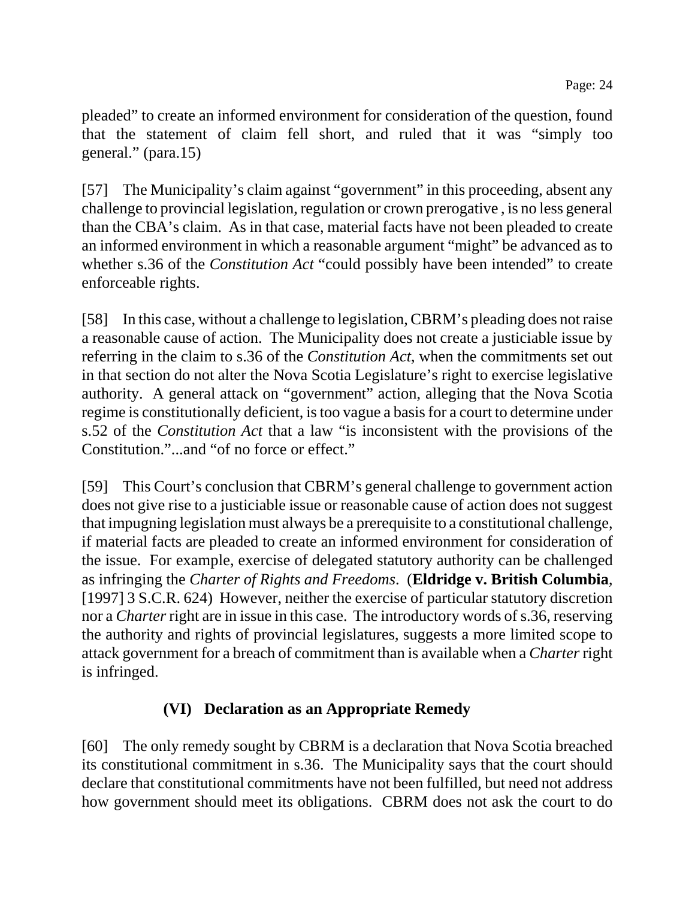pleaded" to create an informed environment for consideration of the question, found that the statement of claim fell short, and ruled that it was "simply too general." (para.15)

[57] The Municipality's claim against "government" in this proceeding, absent any challenge to provincial legislation, regulation or crown prerogative , is no less general than the CBA's claim. As in that case, material facts have not been pleaded to create an informed environment in which a reasonable argument "might" be advanced as to whether s.36 of the *Constitution Act* "could possibly have been intended" to create enforceable rights.

[58] In this case, without a challenge to legislation, CBRM's pleading does not raise a reasonable cause of action. The Municipality does not create a justiciable issue by referring in the claim to s.36 of the *Constitution Act*, when the commitments set out in that section do not alter the Nova Scotia Legislature's right to exercise legislative authority. A general attack on "government" action, alleging that the Nova Scotia regime is constitutionally deficient, is too vague a basis for a court to determine under s.52 of the *Constitution Act* that a law "is inconsistent with the provisions of the Constitution."...and "of no force or effect."

[59] This Court's conclusion that CBRM's general challenge to government action does not give rise to a justiciable issue or reasonable cause of action does not suggest that impugning legislation must always be a prerequisite to a constitutional challenge, if material facts are pleaded to create an informed environment for consideration of the issue. For example, exercise of delegated statutory authority can be challenged as infringing the *Charter of Rights and Freedoms*. (**Eldridge v. British Columbia**, [1997] 3 S.C.R. 624) However, neither the exercise of particular statutory discretion nor a *Charter* right are in issue in this case. The introductory words of s.36, reserving the authority and rights of provincial legislatures, suggests a more limited scope to attack government for a breach of commitment than is available when a *Charter* right is infringed.

### (VI) Declaration as an Appropriate Remedy

[60] The only remedy sought by CBRM is a declaration that Nova Scotia breached its constitutional commitment in s.36. The Municipality says that the court should declare that constitutional commitments have not been fulfilled, but need not address how government should meet its obligations. CBRM does not ask the court to do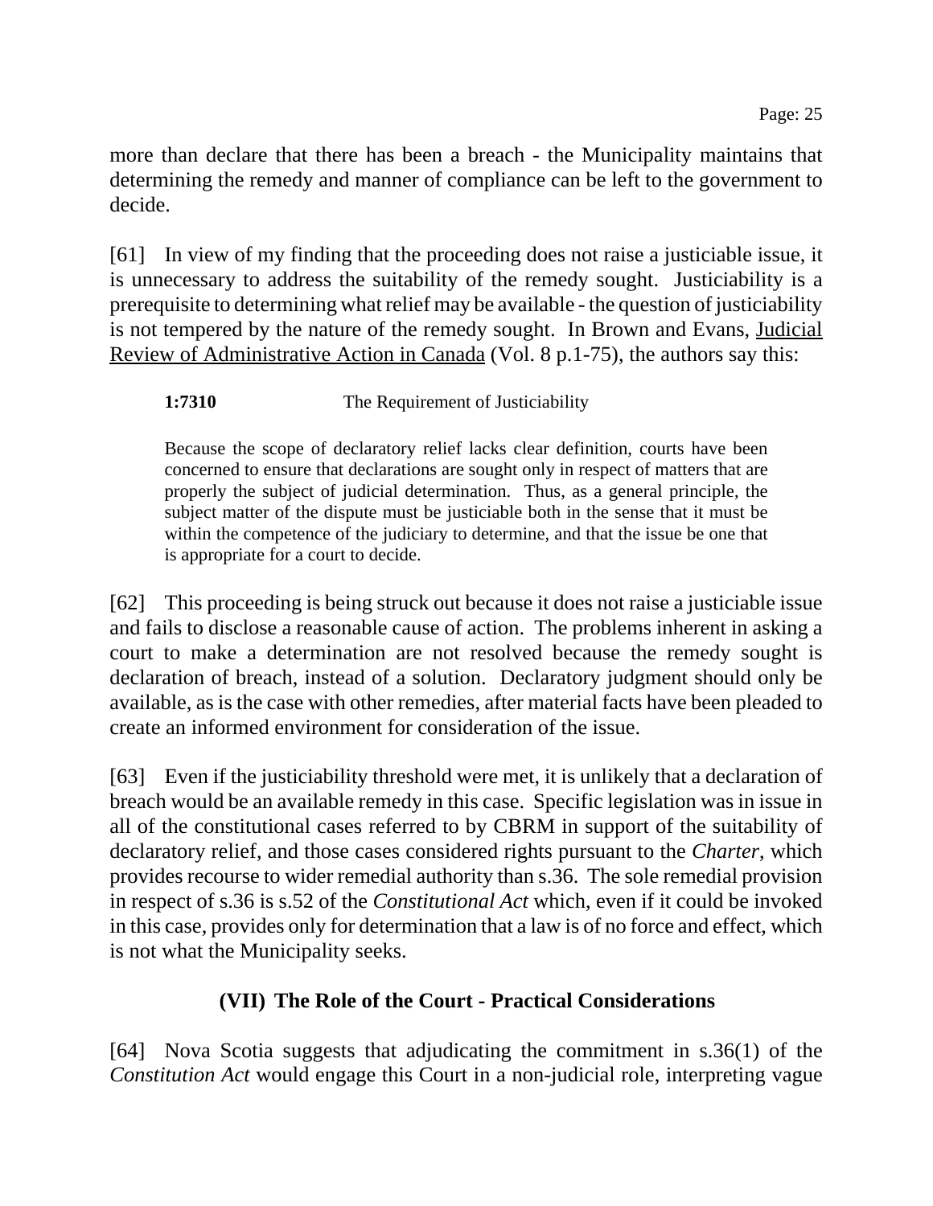more than declare that there has been a breach - the Municipality maintains that determining the remedy and manner of compliance can be left to the government to decide.

[61] In view of my finding that the proceeding does not raise a justiciable issue, it is unnecessary to address the suitability of the remedy sought. Justiciability is a prerequisite to determining what relief may be available - the question of justiciability is not tempered by the nature of the remedy sought. In Brown and Evans, Judicial Review of Administrative Action in Canada (Vol. 8 p.1-75), the authors say this:

> **1:7310** The Requirement of Justiciability
>
> Because the scope of declaratory relief lacks clear definition, courts have been concerned to ensure that declarations are sought only in respect of matters that are properly the subject of judicial determination. Thus, as a general principle, the subject matter of the dispute must be justiciable both in the sense that it must be within the competence of the judiciary to determine, and that the issue be one that is appropriate for a court to decide.

[62] This proceeding is being struck out because it does not raise a justiciable issue and fails to disclose a reasonable cause of action. The problems inherent in asking a court to make a determination are not resolved because the remedy sought is declaration of breach, instead of a solution. Declaratory judgment should only be available, as is the case with other remedies, after material facts have been pleaded to create an informed environment for consideration of the issue.

[63] Even if the justiciability threshold were met, it is unlikely that a declaration of breach would be an available remedy in this case. Specific legislation was in issue in all of the constitutional cases referred to by CBRM in support of the suitability of declaratory relief, and those cases considered rights pursuant to the *Charter*, which provides recourse to wider remedial authority than s.36. The sole remedial provision in respect of s.36 is s.52 of the *Constitutional Act* which, even if it could be invoked in this case, provides only for determination that a law is of no force and effect, which is not what the Municipality seeks.

## (VII) The Role of the Court - Practical Considerations

[64] Nova Scotia suggests that adjudicating the commitment in s.36(1) of the *Constitution Act* would engage this Court in a non-judicial role, interpreting vague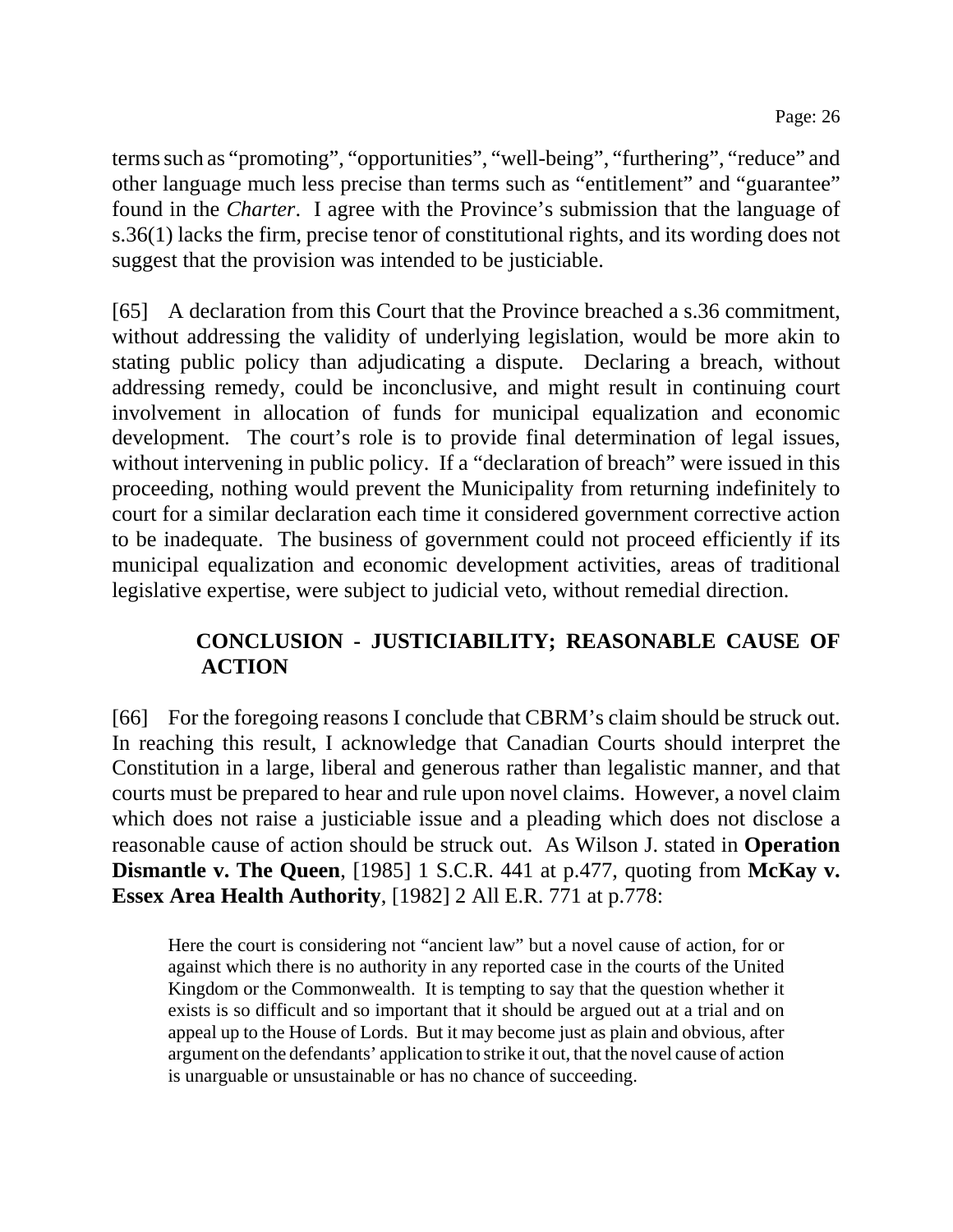terms such as "promoting", "opportunities", "well-being", "furthering", "reduce" and other language much less precise than terms such as "entitlement" and "guarantee" found in the *Charter*. I agree with the Province's submission that the language of s.36(1) lacks the firm, precise tenor of constitutional rights, and its wording does not suggest that the provision was intended to be justiciable.

[65] A declaration from this Court that the Province breached a s.36 commitment, without addressing the validity of underlying legislation, would be more akin to stating public policy than adjudicating a dispute. Declaring a breach, without addressing remedy, could be inconclusive, and might result in continuing court involvement in allocation of funds for municipal equalization and economic development. The court's role is to provide final determination of legal issues, without intervening in public policy. If a "declaration of breach" were issued in this proceeding, nothing would prevent the Municipality from returning indefinitely to court for a similar declaration each time it considered government corrective action to be inadequate. The business of government could not proceed efficiently if its municipal equalization and economic development activities, areas of traditional legislative expertise, were subject to judicial veto, without remedial direction.

### CONCLUSION - JUSTICIABILITY; REASONABLE CAUSE OF ACTION

[66] For the foregoing reasons I conclude that CBRM's claim should be struck out. In reaching this result, I acknowledge that Canadian Courts should interpret the Constitution in a large, liberal and generous rather than legalistic manner, and that courts must be prepared to hear and rule upon novel claims. However, a novel claim which does not raise a justiciable issue and a pleading which does not disclose a reasonable cause of action should be struck out. As Wilson J. stated in **Operation Dismantle v. The Queen**, [1985] 1 S.C.R. 441 at p.477, quoting from **McKay v. Essex Area Health Authority**, [1982] 2 All E.R. 771 at p.778:

> Here the court is considering not "ancient law" but a novel cause of action, for or against which there is no authority in any reported case in the courts of the United Kingdom or the Commonwealth. It is tempting to say that the question whether it exists is so difficult and so important that it should be argued out at a trial and on appeal up to the House of Lords. But it may become just as plain and obvious, after argument on the defendants' application to strike it out, that the novel cause of action is unarguable or unsustainable or has no chance of succeeding.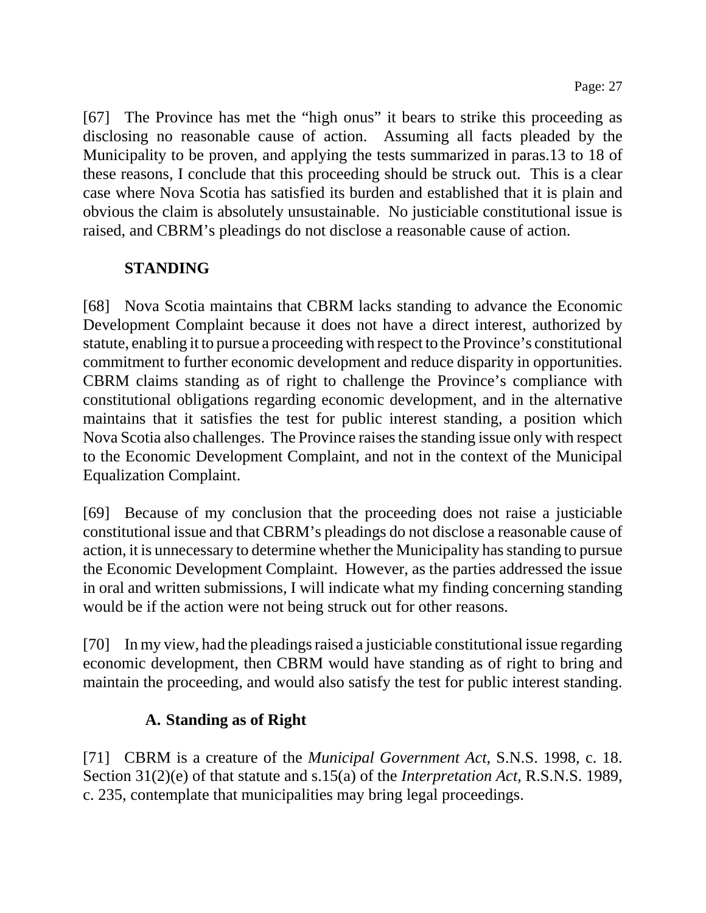[67] The Province has met the "high onus" it bears to strike this proceeding as disclosing no reasonable cause of action. Assuming all facts pleaded by the Municipality to be proven, and applying the tests summarized in paras.13 to 18 of these reasons, I conclude that this proceeding should be struck out. This is a clear case where Nova Scotia has satisfied its burden and established that it is plain and obvious the claim is absolutely unsustainable. No justiciable constitutional issue is raised, and CBRM's pleadings do not disclose a reasonable cause of action.

## STANDING

[68] Nova Scotia maintains that CBRM lacks standing to advance the Economic Development Complaint because it does not have a direct interest, authorized by statute, enabling it to pursue a proceeding with respect to the Province's constitutional commitment to further economic development and reduce disparity in opportunities. CBRM claims standing as of right to challenge the Province's compliance with constitutional obligations regarding economic development, and in the alternative maintains that it satisfies the test for public interest standing, a position which Nova Scotia also challenges. The Province raises the standing issue only with respect to the Economic Development Complaint, and not in the context of the Municipal Equalization Complaint.

[69] Because of my conclusion that the proceeding does not raise a justiciable constitutional issue and that CBRM's pleadings do not disclose a reasonable cause of action, it is unnecessary to determine whether the Municipality has standing to pursue the Economic Development Complaint. However, as the parties addressed the issue in oral and written submissions, I will indicate what my finding concerning standing would be if the action were not being struck out for other reasons.

[70] In my view, had the pleadings raised a justiciable constitutional issue regarding economic development, then CBRM would have standing as of right to bring and maintain the proceeding, and would also satisfy the test for public interest standing.

### A. Standing as of Right

[71] CBRM is a creature of the *Municipal Government Act*, S.N.S. 1998, c. 18. Section 31(2)(e) of that statute and s.15(a) of the *Interpretation Act*, R.S.N.S. 1989, c. 235, contemplate that municipalities may bring legal proceedings.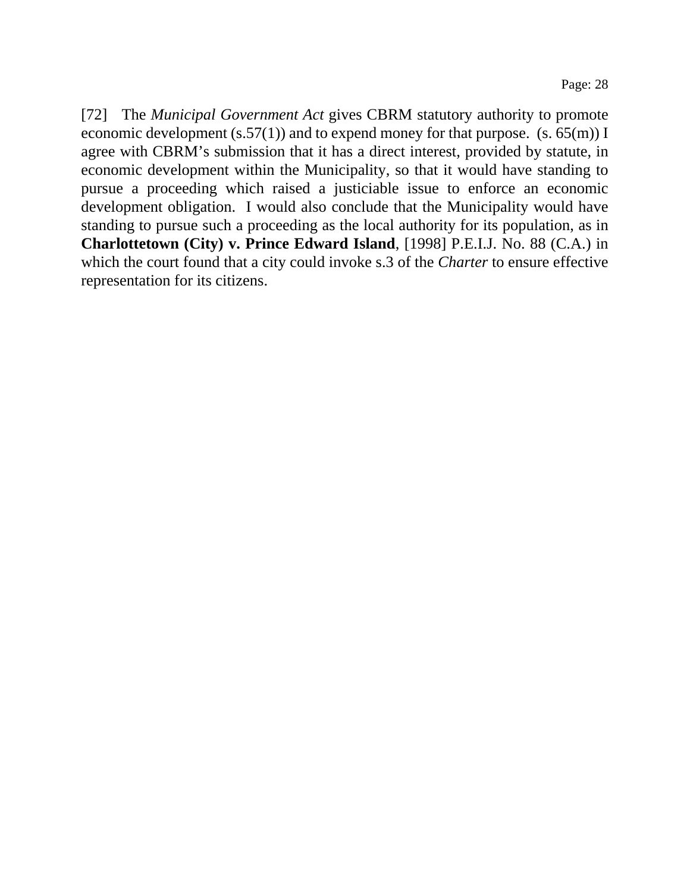[72] The *Municipal Government Act* gives CBRM statutory authority to promote economic development (s.57(1)) and to expend money for that purpose. (s. 65(m)) I agree with CBRM's submission that it has a direct interest, provided by statute, in economic development within the Municipality, so that it would have standing to pursue a proceeding which raised a justiciable issue to enforce an economic development obligation. I would also conclude that the Municipality would have standing to pursue such a proceeding as the local authority for its population, as in **Charlottetown (City) v. Prince Edward Island**, [1998] P.E.I.J. No. 88 (C.A.) in which the court found that a city could invoke s.3 of the *Charter* to ensure effective representation for its citizens.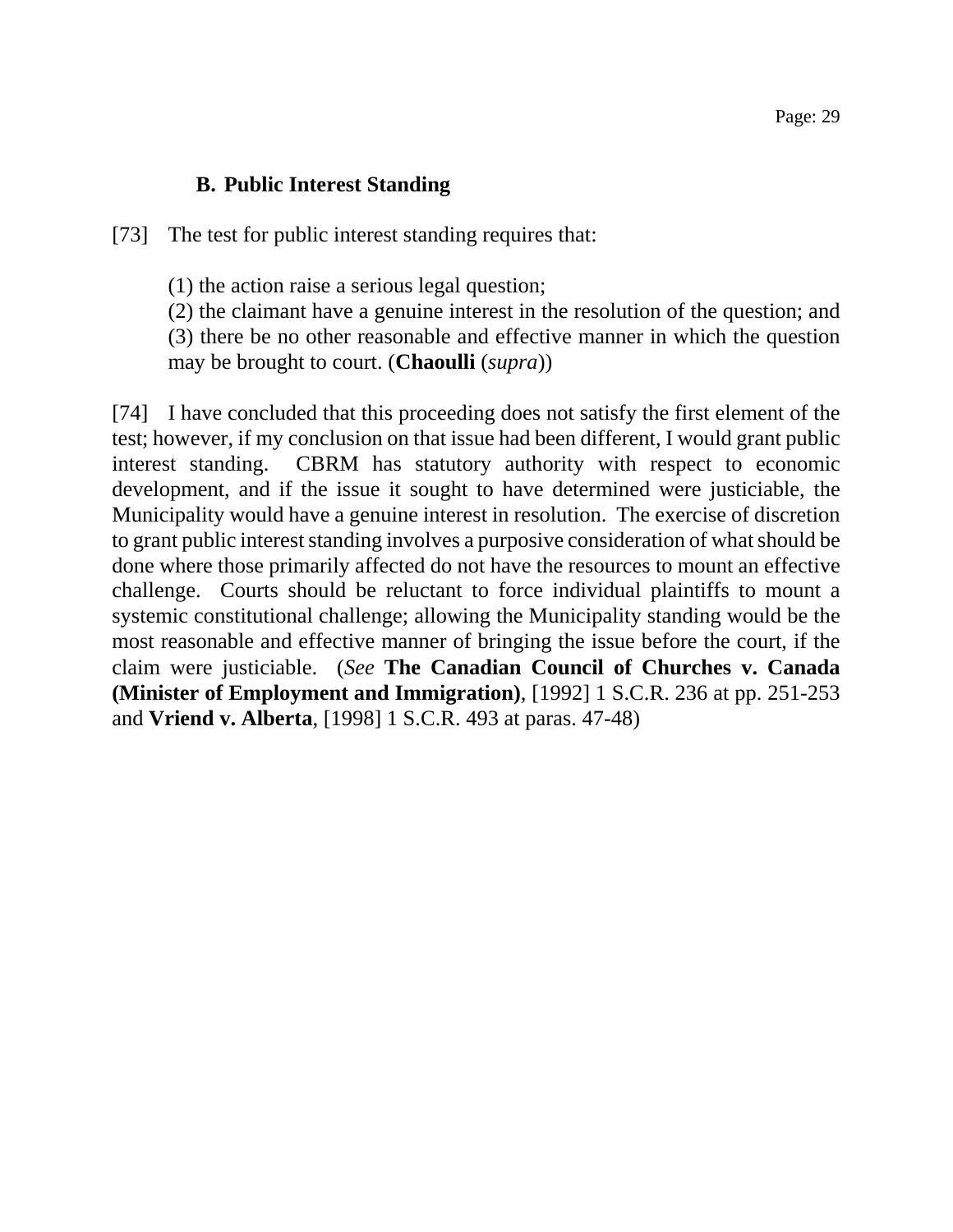### B. Public Interest Standing

[73] The test for public interest standing requires that:

> (1) the action raise a serious legal question;
> (2) the claimant have a genuine interest in the resolution of the question; and
> (3) there be no other reasonable and effective manner in which the question may be brought to court. (**Chaoulli** (*supra*))

[74] I have concluded that this proceeding does not satisfy the first element of the test; however, if my conclusion on that issue had been different, I would grant public interest standing. CBRM has statutory authority with respect to economic development, and if the issue it sought to have determined were justiciable, the Municipality would have a genuine interest in resolution. The exercise of discretion to grant public interest standing involves a purposive consideration of what should be done where those primarily affected do not have the resources to mount an effective challenge. Courts should be reluctant to force individual plaintiffs to mount a systemic constitutional challenge; allowing the Municipality standing would be the most reasonable and effective manner of bringing the issue before the court, if the claim were justiciable. (*See* **The Canadian Council of Churches v. Canada (Minister of Employment and Immigration)**, [1992] 1 S.C.R. 236 at pp. 251-253 and **Vriend v. Alberta**, [1998] 1 S.C.R. 493 at paras. 47-48)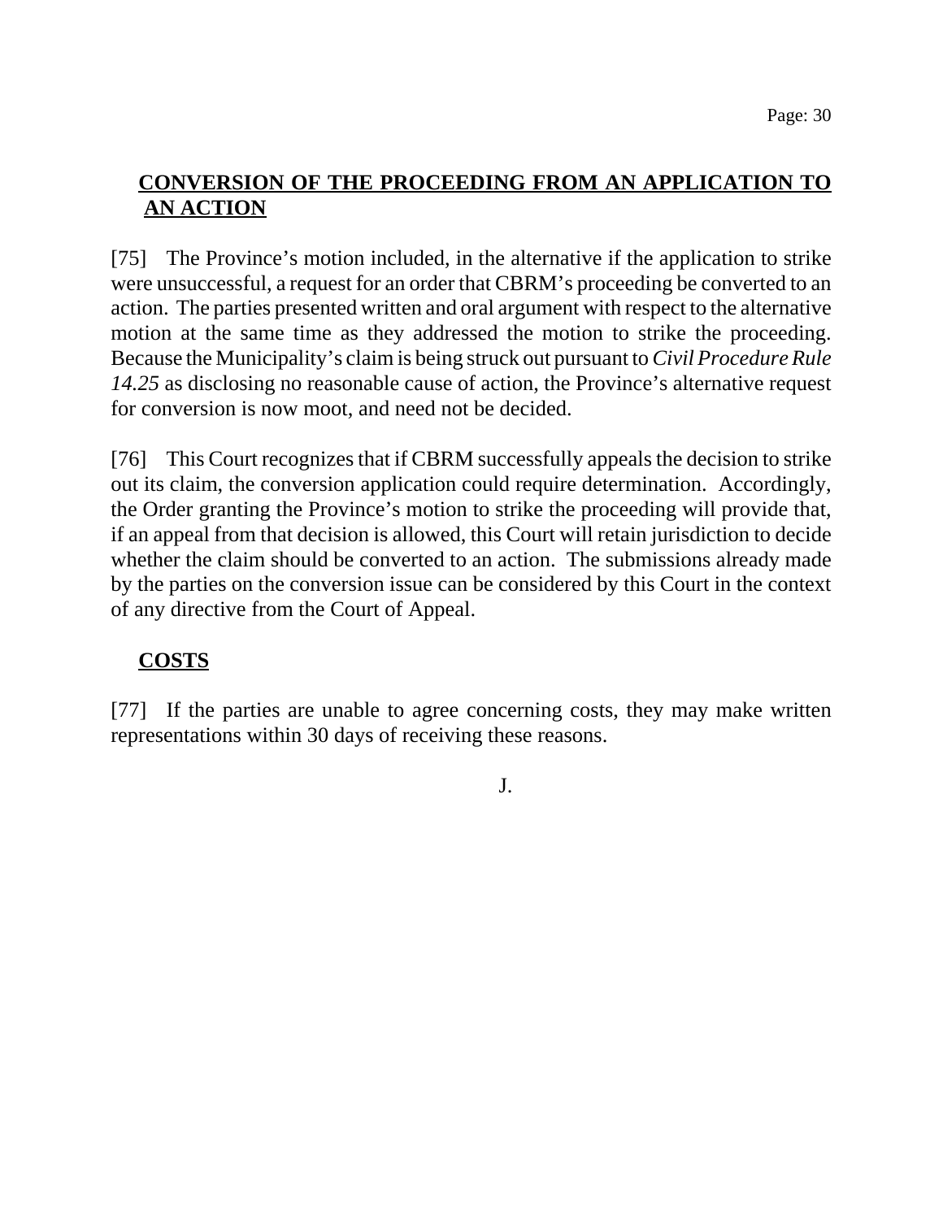## CONVERSION OF THE PROCEEDING FROM AN APPLICATION TO AN ACTION

[75] The Province's motion included, in the alternative if the application to strike were unsuccessful, a request for an order that CBRM's proceeding be converted to an action. The parties presented written and oral argument with respect to the alternative motion at the same time as they addressed the motion to strike the proceeding. Because the Municipality's claim is being struck out pursuant to *Civil Procedure Rule 14.25* as disclosing no reasonable cause of action, the Province's alternative request for conversion is now moot, and need not be decided.

[76] This Court recognizes that if CBRM successfully appeals the decision to strike out its claim, the conversion application could require determination. Accordingly, the Order granting the Province's motion to strike the proceeding will provide that, if an appeal from that decision is allowed, this Court will retain jurisdiction to decide whether the claim should be converted to an action. The submissions already made by the parties on the conversion issue can be considered by this Court in the context of any directive from the Court of Appeal.

## COSTS

[77] If the parties are unable to agree concerning costs, they may make written representations within 30 days of receiving these reasons.

J.